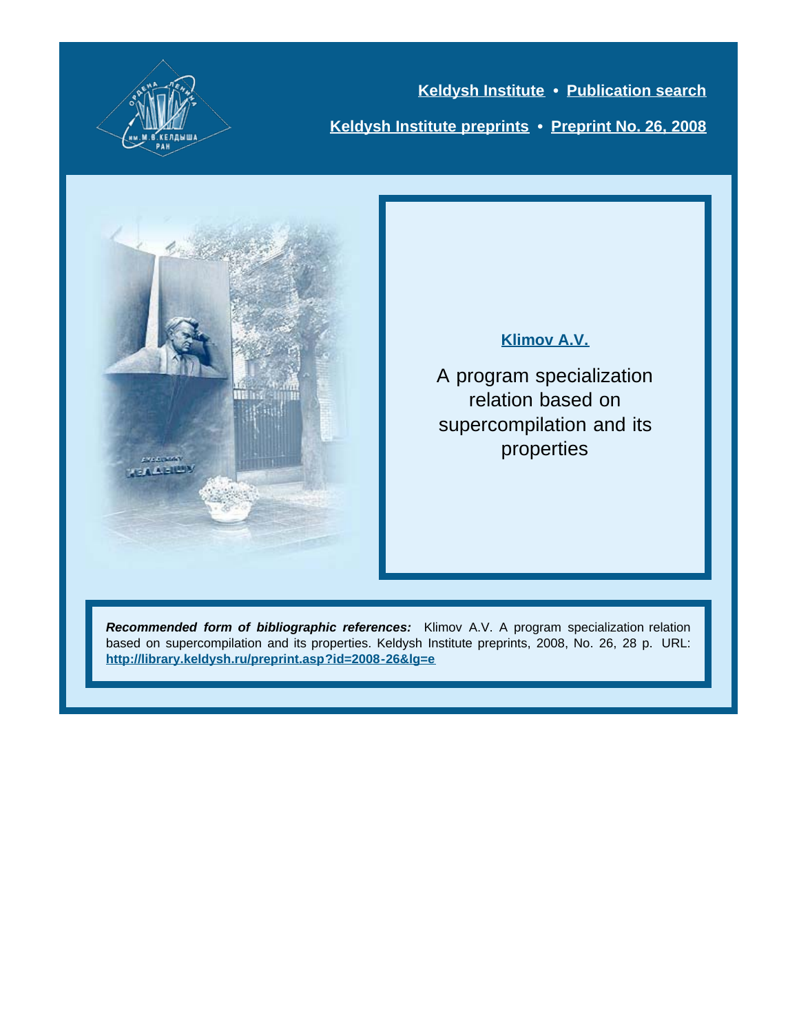Keldysh Institute • Publication search

Keldysh Institute preprints • Preprint No. 26, 2008

**Klimov A.V.**

# A program specialization relation based on supercompilation and its properties

***Recommended form of bibliographic references:*** Klimov A.V. A program specialization relation based on supercompilation and its properties. Keldysh Institute preprints, 2008, No. 26, 28 p. URL: http://library.keldysh.ru/preprint.asp?id=2008-26&lg=e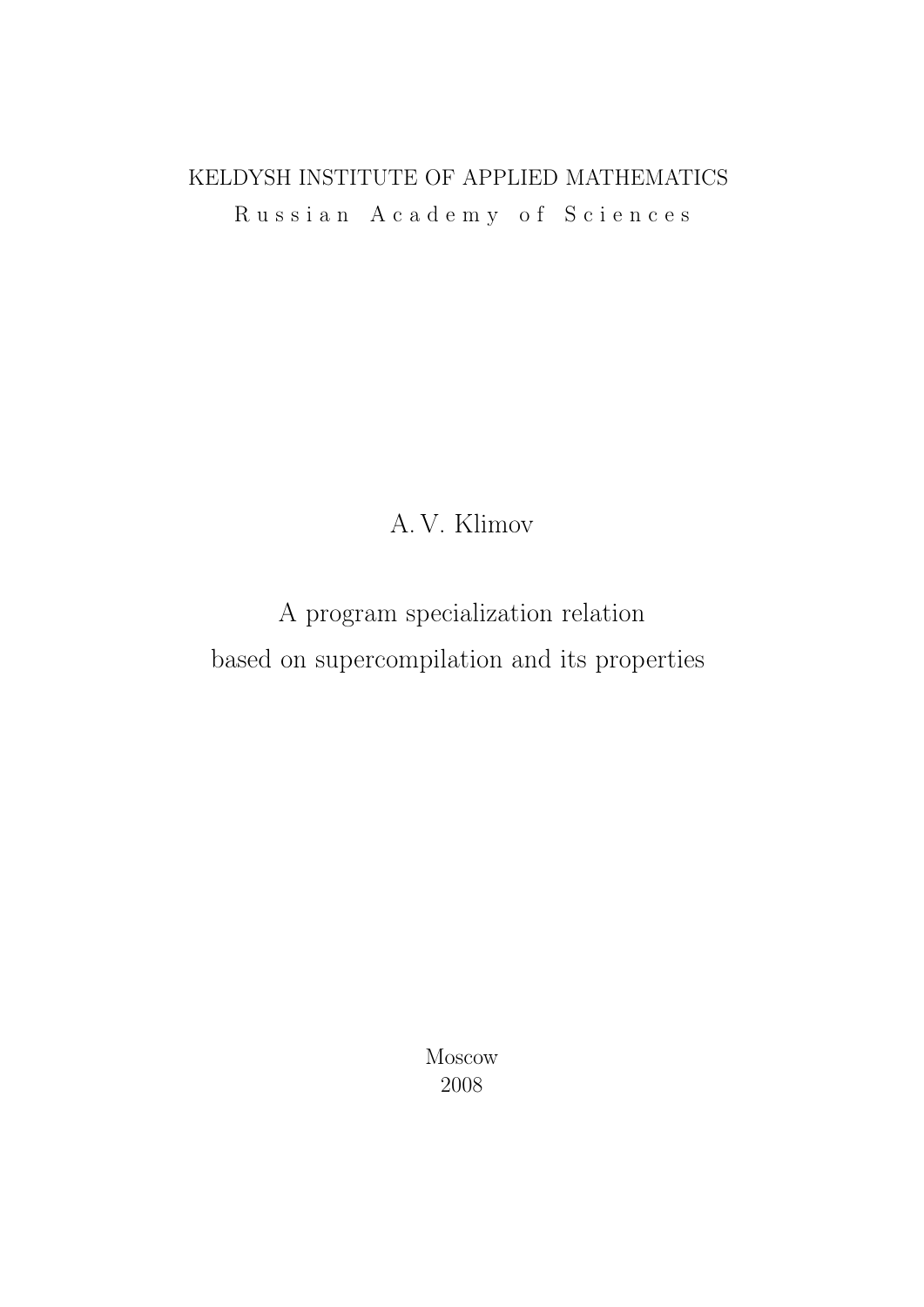KELDYSH INSTITUTE OF APPLIED MATHEMATICS

Russian Academy of Sciences

A. V. Klimov

# A program specialization relation based on supercompilation and its properties

Moscow

2008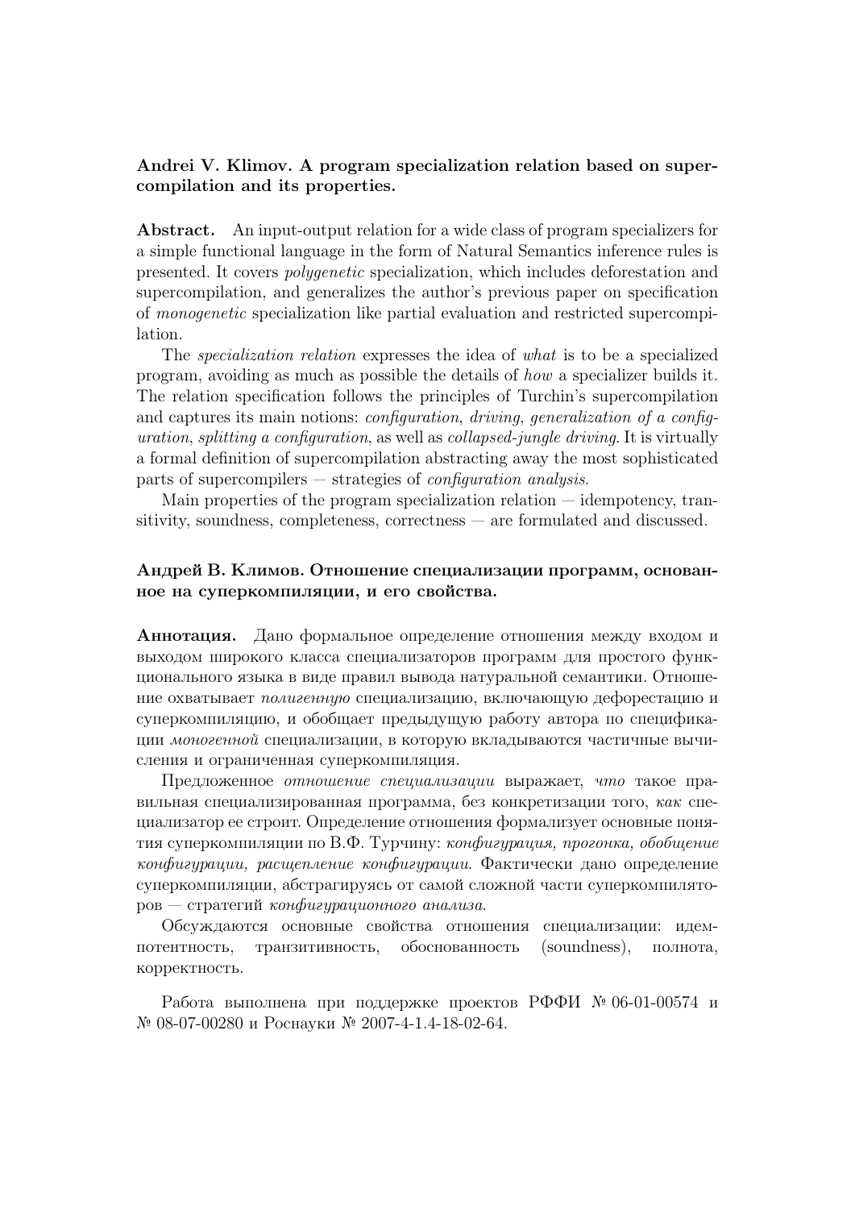**Andrei V. Klimov. A program specialization relation based on supercompilation and its properties.**

**Abstract.** An input-output relation for a wide class of program specializers for a simple functional language in the form of Natural Semantics inference rules is presented. It covers *polygenetic* specialization, which includes deforestation and supercompilation, and generalizes the author's previous paper on specification of *monogenetic* specialization like partial evaluation and restricted supercompilation.

The *specialization relation* expresses the idea of *what* is to be a specialized program, avoiding as much as possible the details of *how* a specializer builds it. The relation specification follows the principles of Turchin's supercompilation and captures its main notions: *configuration*, *driving*, *generalization of a configuration*, *splitting a configuration*, as well as *collapsed-jungle driving*. It is virtually a formal definition of supercompilation abstracting away the most sophisticated parts of supercompilers — strategies of *configuration analysis*.

Main properties of the program specialization relation — idempotency, transitivity, soundness, completeness, correctness — are formulated and discussed.

**Андрей В. Климов. Отношение специализации программ, основанное на суперкомпиляции, и его свойства.**

**Аннотация.** Дано формальное определение отношения между входом и выходом широкого класса специализаторов программ для простого функционального языка в виде правил вывода натуральной семантики. Отношение охватывает *полигенную* специализацию, включающую дефорестацию и суперкомпиляцию, и обобщает предыдущую работу автора по спецификации *моногенной* специализации, в которую вкладываются частичные вычисления и ограниченная суперкомпиляция.

Предложенное *отношение специализации* выражает, *что* такое правильная специализированная программа, без конкретизации того, *как* специализатор ее строит. Определение отношения формализует основные понятия суперкомпиляции по В.Ф. Турчину: *конфигурация, прогонка, обобщение конфигурации, расщепление конфигурации.* Фактически дано определение суперкомпиляции, абстрагируясь от самой сложной части суперкомпиляторов — стратегий *конфигурационного анализа.*

Обсуждаются основные свойства отношения специализации: идемпотентность, транзитивность, обоснованность (soundness), полнота, корректность.

Работа выполнена при поддержке проектов РФФИ № 06-01-00574 и № 08-07-00280 и Роснауки № 2007-4-1.4-18-02-64.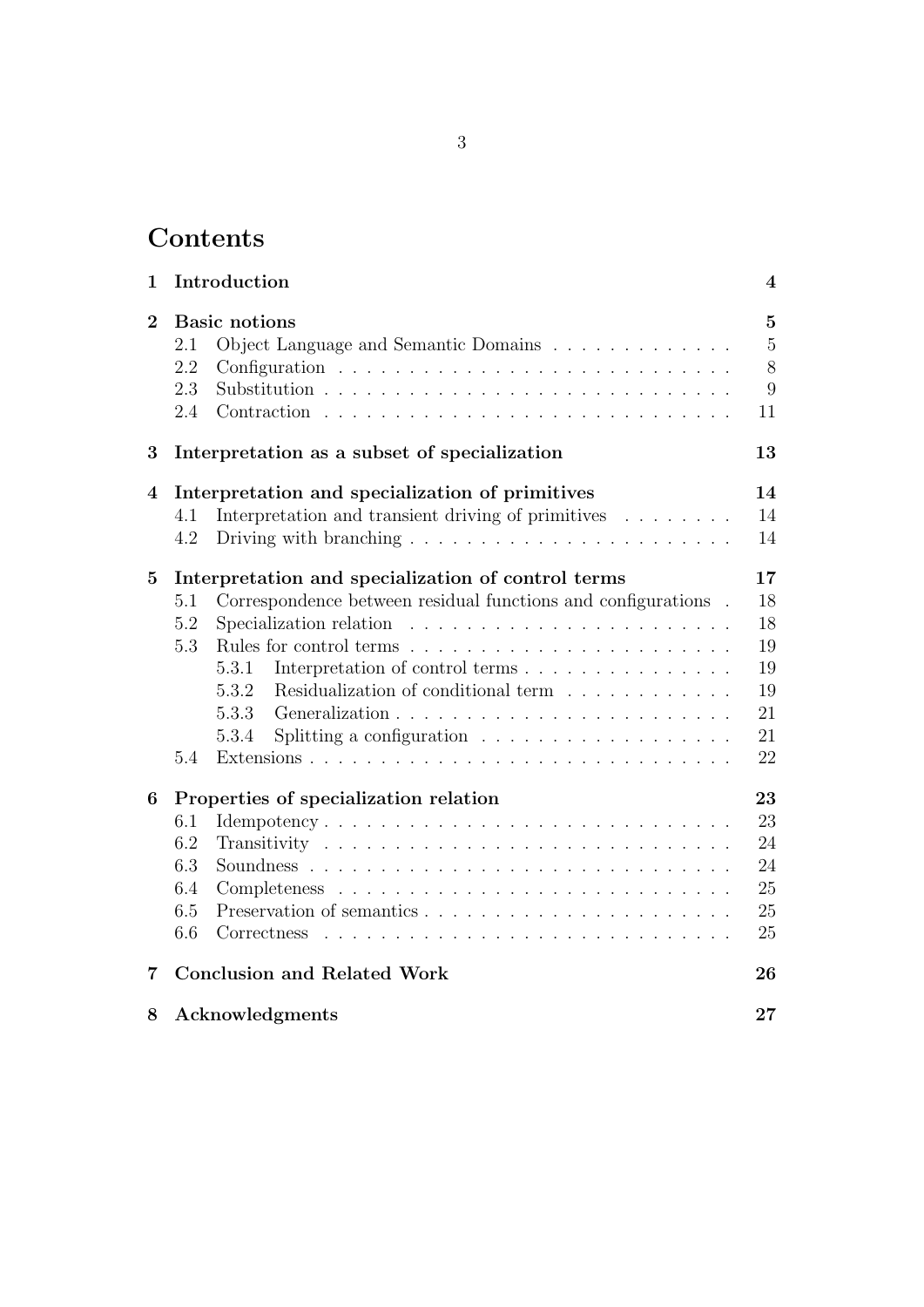# Contents

**1 Introduction** **4**

**2 Basic notions** **5**
- 2.1 Object Language and Semantic Domains . . . . . . . . . . . . . 5
- 2.2 Configuration . . . . . . . . . . . . . . . . . . . . . . . . . . . 8
- 2.3 Substitution . . . . . . . . . . . . . . . . . . . . . . . . . . . . 9
- 2.4 Contraction . . . . . . . . . . . . . . . . . . . . . . . . . . . . 11

**3 Interpretation as a subset of specialization** **13**

**4 Interpretation and specialization of primitives** **14**
- 4.1 Interpretation and transient driving of primitives . . . . . . . . 14
- 4.2 Driving with branching . . . . . . . . . . . . . . . . . . . . . . 14

**5 Interpretation and specialization of control terms** **17**
- 5.1 Correspondence between residual functions and configurations . 18
- 5.2 Specialization relation . . . . . . . . . . . . . . . . . . . . . . 18
- 5.3 Rules for control terms . . . . . . . . . . . . . . . . . . . . . . 19
  - 5.3.1 Interpretation of control terms . . . . . . . . . . . . . . . 19
  - 5.3.2 Residualization of conditional term . . . . . . . . . . . . 19
  - 5.3.3 Generalization . . . . . . . . . . . . . . . . . . . . . . . . 21
  - 5.3.4 Splitting a configuration . . . . . . . . . . . . . . . . . . 21
- 5.4 Extensions . . . . . . . . . . . . . . . . . . . . . . . . . . . . . 22

**6 Properties of specialization relation** **23**
- 6.1 Idempotency . . . . . . . . . . . . . . . . . . . . . . . . . . . . 23
- 6.2 Transitivity . . . . . . . . . . . . . . . . . . . . . . . . . . . . 24
- 6.3 Soundness . . . . . . . . . . . . . . . . . . . . . . . . . . . . . 24
- 6.4 Completeness . . . . . . . . . . . . . . . . . . . . . . . . . . . 25
- 6.5 Preservation of semantics . . . . . . . . . . . . . . . . . . . . . 25
- 6.6 Correctness . . . . . . . . . . . . . . . . . . . . . . . . . . . . 25

**7 Conclusion and Related Work** **26**

**8 Acknowledgments** **27**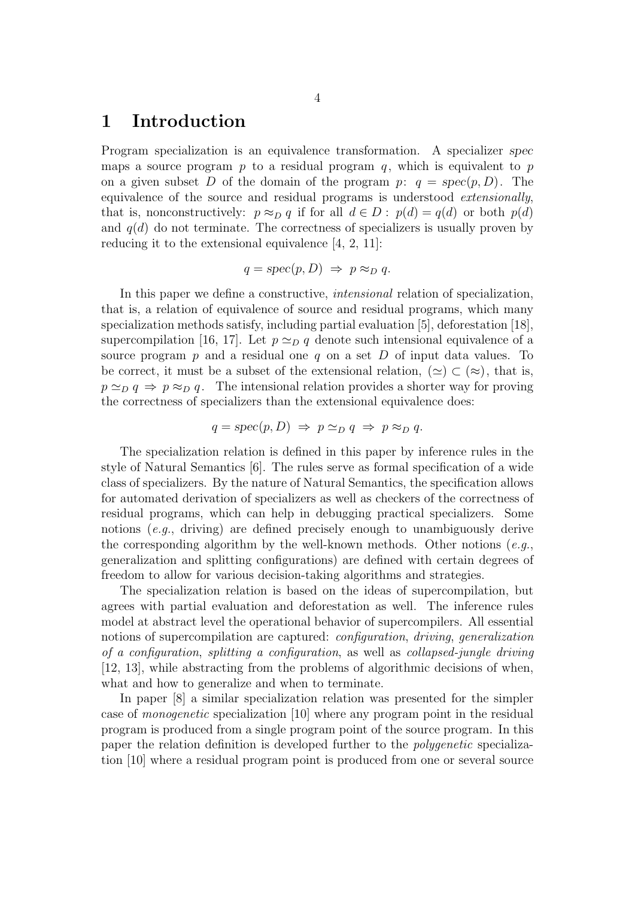# 1 Introduction

Program specialization is an equivalence transformation. A specializer *spec* maps a source program $p$ to a residual program $q$, which is equivalent to $p$ on a given subset $D$ of the domain of the program $p$: $q = spec(p, D)$. The equivalence of the source and residual programs is understood *extensionally*, that is, nonconstructively: $p \approx_D q$ if for all $d \in D$ : $p(d) = q(d)$ or both $p(d)$ and $q(d)$ do not terminate. The correctness of specializers is usually proven by reducing it to the extensional equivalence [4, 2, 11]:

$$q = spec(p, D) \;\Rightarrow\; p \approx_D q.$$

In this paper we define a constructive, *intensional* relation of specialization, that is, a relation of equivalence of source and residual programs, which many specialization methods satisfy, including partial evaluation [5], deforestation [18], supercompilation [16, 17]. Let $p \simeq_D q$ denote such intensional equivalence of a source program $p$ and a residual one $q$ on a set $D$ of input data values. To be correct, it must be a subset of the extensional relation, $(\simeq) \subset (\approx)$, that is, $p \simeq_D q \Rightarrow p \approx_D q$. The intensional relation provides a shorter way for proving the correctness of specializers than the extensional equivalence does:

$$q = spec(p, D) \;\Rightarrow\; p \simeq_D q \;\Rightarrow\; p \approx_D q.$$

The specialization relation is defined in this paper by inference rules in the style of Natural Semantics [6]. The rules serve as formal specification of a wide class of specializers. By the nature of Natural Semantics, the specification allows for automated derivation of specializers as well as checkers of the correctness of residual programs, which can help in debugging practical specializers. Some notions (*e.g.*, driving) are defined precisely enough to unambiguously derive the corresponding algorithm by the well-known methods. Other notions (*e.g.*, generalization and splitting configurations) are defined with certain degrees of freedom to allow for various decision-taking algorithms and strategies.

The specialization relation is based on the ideas of supercompilation, but agrees with partial evaluation and deforestation as well. The inference rules model at abstract level the operational behavior of supercompilers. All essential notions of supercompilation are captured: *configuration*, *driving*, *generalization of a configuration*, *splitting a configuration*, as well as *collapsed-jungle driving* [12, 13], while abstracting from the problems of algorithmic decisions of when, what and how to generalize and when to terminate.

In paper [8] a similar specialization relation was presented for the simpler case of *monogenetic* specialization [10] where any program point in the residual program is produced from a single program point of the source program. In this paper the relation definition is developed further to the *polygenetic* specialization [10] where a residual program point is produced from one or several source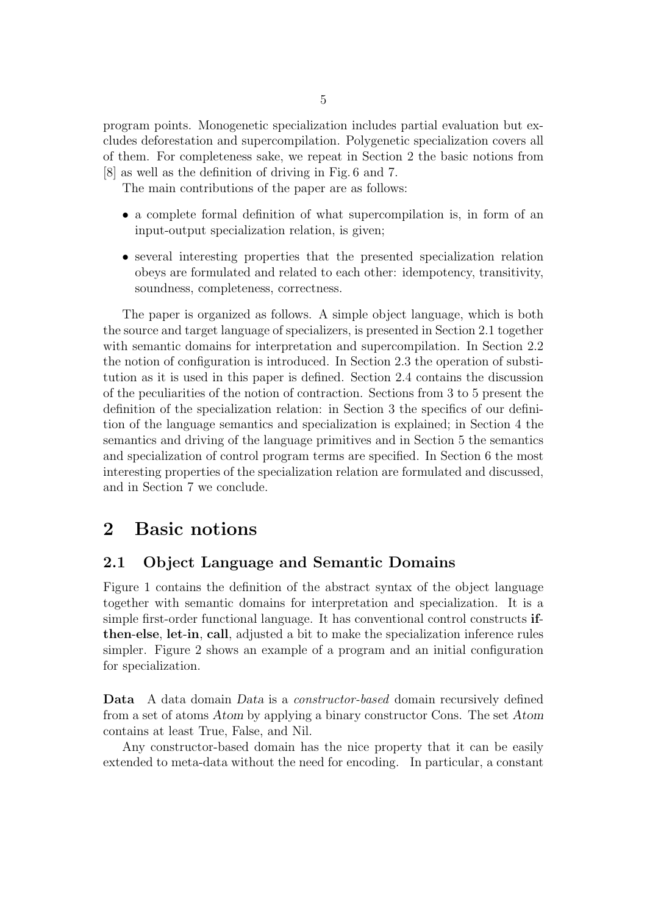program points. Monogenetic specialization includes partial evaluation but excludes deforestation and supercompilation. Polygenetic specialization covers all of them. For completeness sake, we repeat in Section 2 the basic notions from [8] as well as the definition of driving in Fig. 6 and 7.

The main contributions of the paper are as follows:

- a complete formal definition of what supercompilation is, in form of an input-output specialization relation, is given;
- several interesting properties that the presented specialization relation obeys are formulated and related to each other: idempotency, transitivity, soundness, completeness, correctness.

The paper is organized as follows. A simple object language, which is both the source and target language of specializers, is presented in Section 2.1 together with semantic domains for interpretation and supercompilation. In Section 2.2 the notion of configuration is introduced. In Section 2.3 the operation of substitution as it is used in this paper is defined. Section 2.4 contains the discussion of the peculiarities of the notion of contraction. Sections from 3 to 5 present the definition of the specialization relation: in Section 3 the specifics of our definition of the language semantics and specialization is explained; in Section 4 the semantics and driving of the language primitives and in Section 5 the semantics and specialization of control program terms are specified. In Section 6 the most interesting properties of the specialization relation are formulated and discussed, and in Section 7 we conclude.

# 2 Basic notions

## 2.1 Object Language and Semantic Domains

Figure 1 contains the definition of the abstract syntax of the object language together with semantic domains for interpretation and specialization. It is a simple first-order functional language. It has conventional control constructs **if-then-else**, **let-in**, **call**, adjusted a bit to make the specialization inference rules simpler. Figure 2 shows an example of a program and an initial configuration for specialization.

**Data** A data domain *Data* is a *constructor-based* domain recursively defined from a set of atoms *Atom* by applying a binary constructor Cons. The set *Atom* contains at least True, False, and Nil.

Any constructor-based domain has the nice property that it can be easily extended to meta-data without the need for encoding. In particular, a constant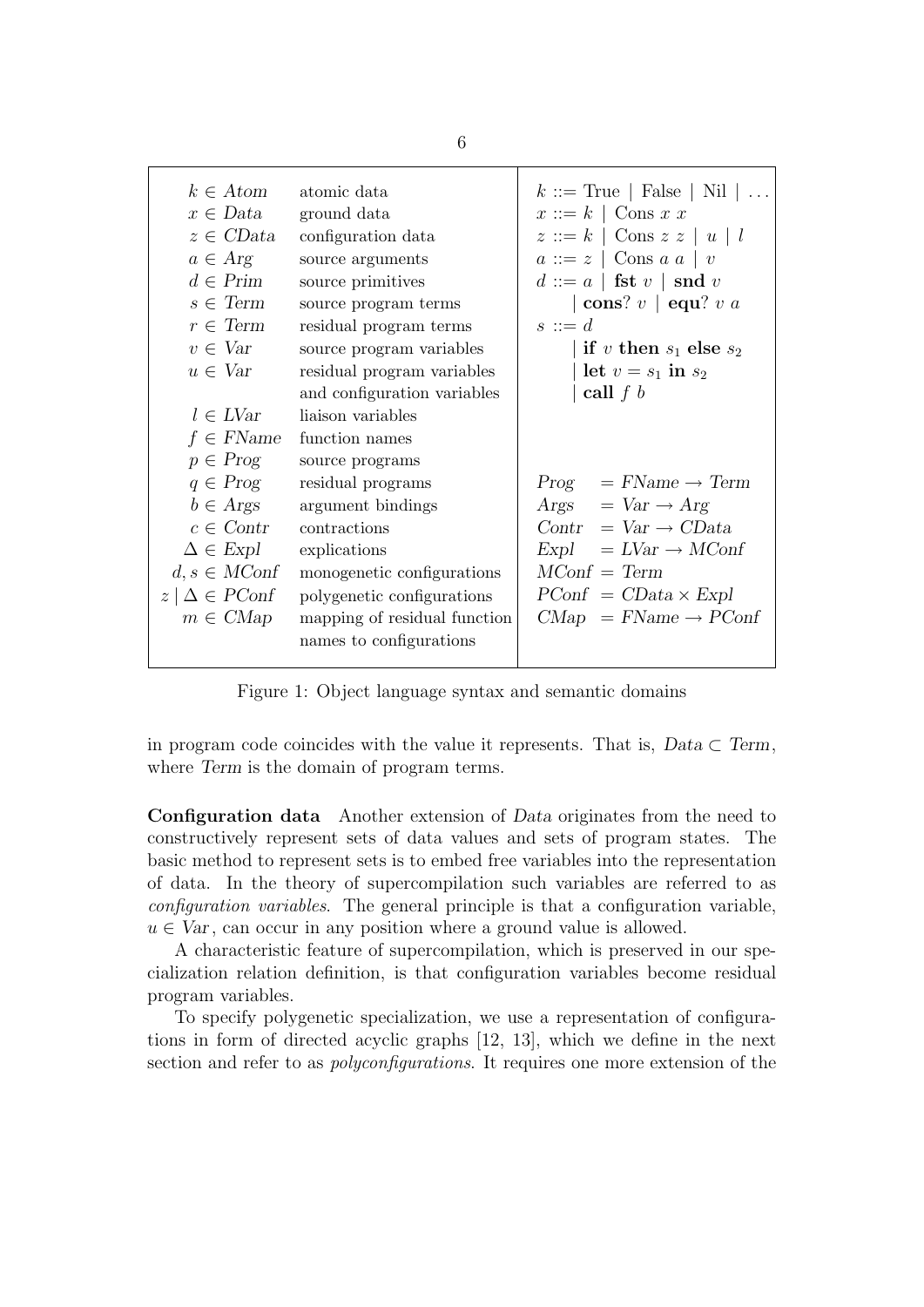| | | |
|---|---|---|
| $k \in \mathit{Atom}$ | atomic data | $k ::= \text{True} \mid \text{False} \mid \text{Nil} \mid \ldots$ |
| $x \in \mathit{Data}$ | ground data | $x ::= k \mid \text{Cons}\ x\ x$ |
| $z \in \mathit{CData}$ | configuration data | $z ::= k \mid \text{Cons}\ z\ z \mid u \mid l$ |
| $a \in \mathit{Arg}$ | source arguments | $a ::= z \mid \text{Cons}\ a\ a \mid v$ |
| $d \in \mathit{Prim}$ | source primitives | $d ::= a \mid \textbf{fst}\ v \mid \textbf{snd}\ v$ |
| $s \in \mathit{Term}$ | source program terms | $\quad\mid \textbf{cons?}\ v \mid \textbf{equ?}\ v\ a$ |
| $r \in \mathit{Term}$ | residual program terms | $s ::= d$ |
| $v \in \mathit{Var}$ | source program variables | $\quad\mid \textbf{if}\ v\ \textbf{then}\ s_1\ \textbf{else}\ s_2$ |
| $u \in \mathit{Var}$ | residual program variables and configuration variables | $\quad\mid \textbf{let}\ v = s_1\ \textbf{in}\ s_2$ <br> $\quad\mid \textbf{call}\ f\ b$ |
| $l \in \mathit{LVar}$ | liaison variables | |
| $f \in \mathit{FName}$ | function names | |
| $p \in \mathit{Prog}$ | source programs | |
| $q \in \mathit{Prog}$ | residual programs | $\mathit{Prog} = \mathit{FName} \to \mathit{Term}$ |
| $b \in \mathit{Args}$ | argument bindings | $\mathit{Args} = \mathit{Var} \to \mathit{Arg}$ |
| $c \in \mathit{Contr}$ | contractions | $\mathit{Contr} = \mathit{Var} \to \mathit{CData}$ |
| $\Delta \in \mathit{Expl}$ | explications | $\mathit{Expl} = \mathit{LVar} \to \mathit{MConf}$ |
| $d, s \in \mathit{MConf}$ | monogenetic configurations | $\mathit{MConf} = \mathit{Term}$ |
| $z \mid \Delta \in \mathit{PConf}$ | polygenetic configurations | $\mathit{PConf} = \mathit{CData} \times \mathit{Expl}$ |
| $m \in \mathit{CMap}$ | mapping of residual function names to configurations | $\mathit{CMap} = \mathit{FName} \to \mathit{PConf}$ |

Figure 1: Object language syntax and semantic domains

in program code coincides with the value it represents. That is, $\mathit{Data} \subset \mathit{Term}$, where *Term* is the domain of program terms.

**Configuration data** Another extension of *Data* originates from the need to constructively represent sets of data values and sets of program states. The basic method to represent sets is to embed free variables into the representation of data. In the theory of supercompilation such variables are referred to as *configuration variables*. The general principle is that a configuration variable, $u \in \mathit{Var}$, can occur in any position where a ground value is allowed.

A characteristic feature of supercompilation, which is preserved in our specialization relation definition, is that configuration variables become residual program variables.

To specify polygenetic specialization, we use a representation of configurations in form of directed acyclic graphs [12, 13], which we define in the next section and refer to as *polyconfigurations*. It requires one more extension of the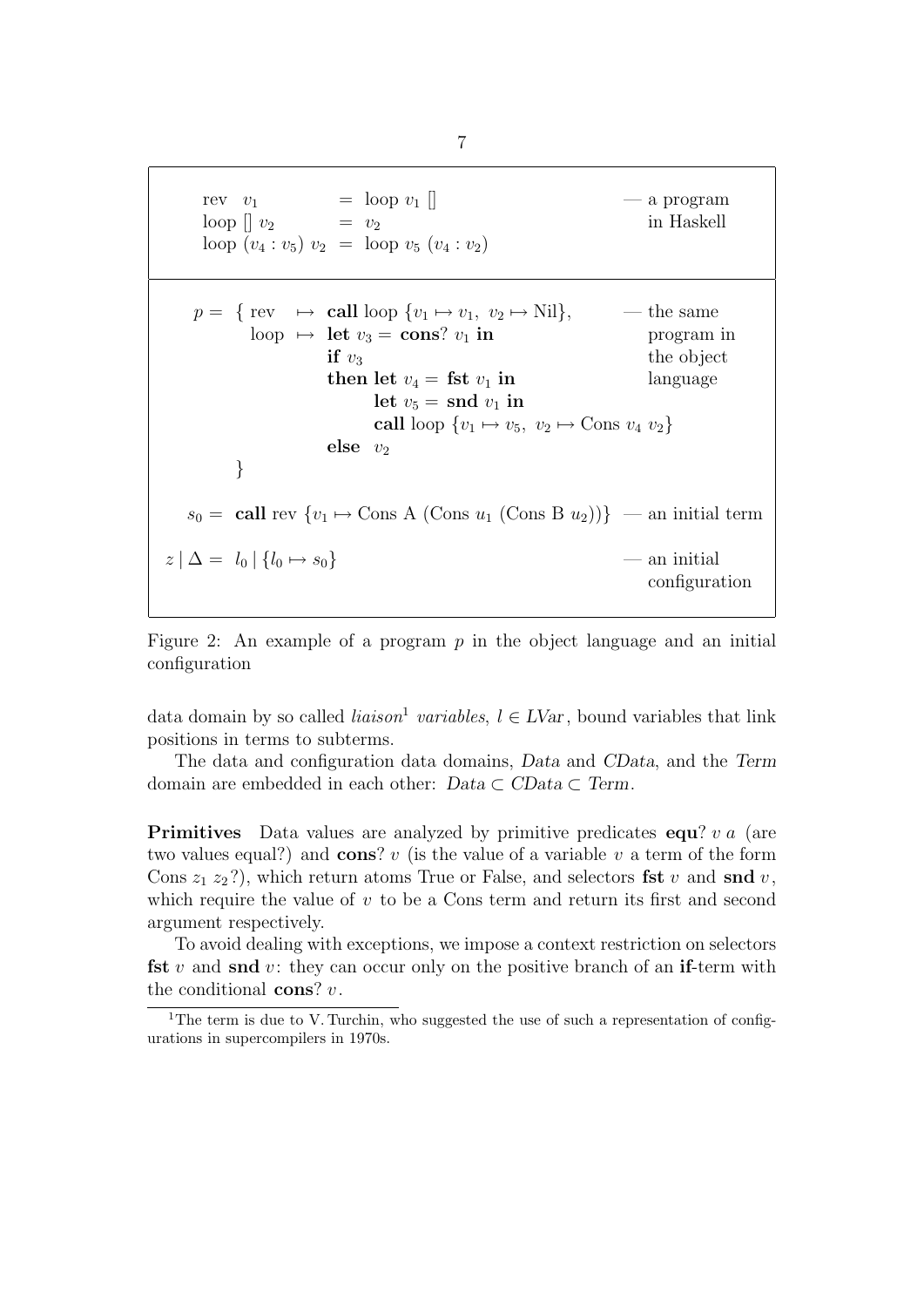```
rev  v1            = loop v1 []                      — a program
loop [] v2         = v2                                 in Haskell
loop (v4 : v5) v2  = loop v5 (v4 : v2)
```

$$
\begin{array}{rl}
p = \{ & \text{rev} \mapsto \textbf{call}\ \text{loop}\ \{v_1 \mapsto v_1,\ v_2 \mapsto \text{Nil}\}, \\
 & \text{loop} \mapsto \textbf{let}\ v_3 = \textbf{cons?}\ v_1\ \textbf{in} \\
 & \quad \textbf{if}\ v_3 \\
 & \quad \textbf{then let}\ v_4 = \textbf{fst}\ v_1\ \textbf{in} \\
 & \quad\quad \textbf{let}\ v_5 = \textbf{snd}\ v_1\ \textbf{in} \\
 & \quad\quad \textbf{call}\ \text{loop}\ \{v_1 \mapsto v_5,\ v_2 \mapsto \text{Cons}\ v_4\ v_2\} \\
 & \quad \textbf{else}\ \ v_2 \\
\}
\end{array}
\quad \text{— the same program in the object language}
$$

$$s_0 = \textbf{call}\ \text{rev}\ \{v_1 \mapsto \text{Cons A (Cons}\ u_1\ \text{(Cons B}\ u_2))\} \quad \text{— an initial term}$$

$$z \mid \Delta = l_0 \mid \{l_0 \mapsto s_0\} \quad \text{— an initial configuration}$$

Figure 2: An example of a program $p$ in the object language and an initial configuration

data domain by so called *liaison*[1] *variables*, $l \in LVar$, bound variables that link positions in terms to subterms.

The data and configuration data domains, *Data* and *CData*, and the *Term* domain are embedded in each other: $Data \subset CData \subset Term$.

**Primitives** Data values are analyzed by primitive predicates **equ?** $v\ a$ (are two values equal?) and **cons?** $v$ (is the value of a variable $v$ a term of the form Cons $z_1\ z_2$?), which return atoms True or False, and selectors **fst** $v$ and **snd** $v$, which require the value of $v$ to be a Cons term and return its first and second argument respectively.

To avoid dealing with exceptions, we impose a context restriction on selectors **fst** $v$ and **snd** $v$: they can occur only on the positive branch of an **if**-term with the conditional **cons?** $v$.

[1] The term is due to V. Turchin, who suggested the use of such a representation of configurations in supercompilers in 1970s.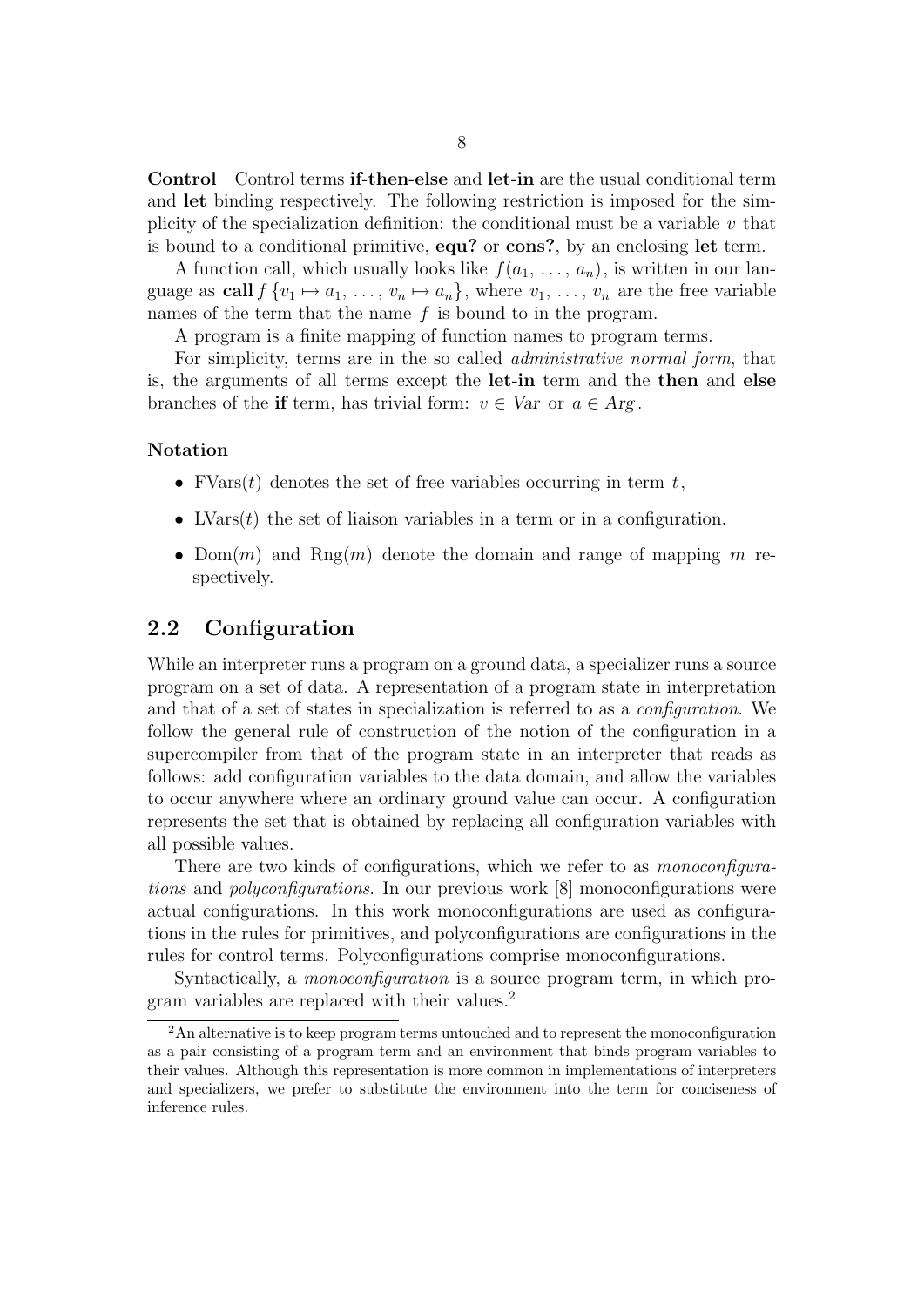**Control** Control terms **if-then-else** and **let-in** are the usual conditional term and **let** binding respectively. The following restriction is imposed for the simplicity of the specialization definition: the conditional must be a variable $v$ that is bound to a conditional primitive, **equ?** or **cons?**, by an enclosing **let** term.

A function call, which usually looks like $f(a_1, \ldots, a_n)$, is written in our language as $\mathbf{call}\, f \,\{v_1 \mapsto a_1, \ldots, v_n \mapsto a_n\}$, where $v_1, \ldots, v_n$ are the free variable names of the term that the name $f$ is bound to in the program.

A program is a finite mapping of function names to program terms.

For simplicity, terms are in the so called *administrative normal form*, that is, the arguments of all terms except the **let-in** term and the **then** and **else** branches of the **if** term, has trivial form: $v \in \mathit{Var}$ or $a \in \mathit{Arg}$.

#### Notation

- $\mathrm{FVars}(t)$ denotes the set of free variables occurring in term $t$,
- $\mathrm{LVars}(t)$ the set of liaison variables in a term or in a configuration.
- $\mathrm{Dom}(m)$ and $\mathrm{Rng}(m)$ denote the domain and range of mapping $m$ respectively.

## 2.2 Configuration

While an interpreter runs a program on a ground data, a specializer runs a source program on a set of data. A representation of a program state in interpretation and that of a set of states in specialization is referred to as a *configuration*. We follow the general rule of construction of the notion of the configuration in a supercompiler from that of the program state in an interpreter that reads as follows: add configuration variables to the data domain, and allow the variables to occur anywhere where an ordinary ground value can occur. A configuration represents the set that is obtained by replacing all configuration variables with all possible values.

There are two kinds of configurations, which we refer to as *monoconfigurations* and *polyconfigurations*. In our previous work [8] monoconfigurations were actual configurations. In this work monoconfigurations are used as configurations in the rules for primitives, and polyconfigurations are configurations in the rules for control terms. Polyconfigurations comprise monoconfigurations.

Syntactically, a *monoconfiguration* is a source program term, in which program variables are replaced with their values.[2]

[2] An alternative is to keep program terms untouched and to represent the monoconfiguration as a pair consisting of a program term and an environment that binds program variables to their values. Although this representation is more common in implementations of interpreters and specializers, we prefer to substitute the environment into the term for conciseness of inference rules.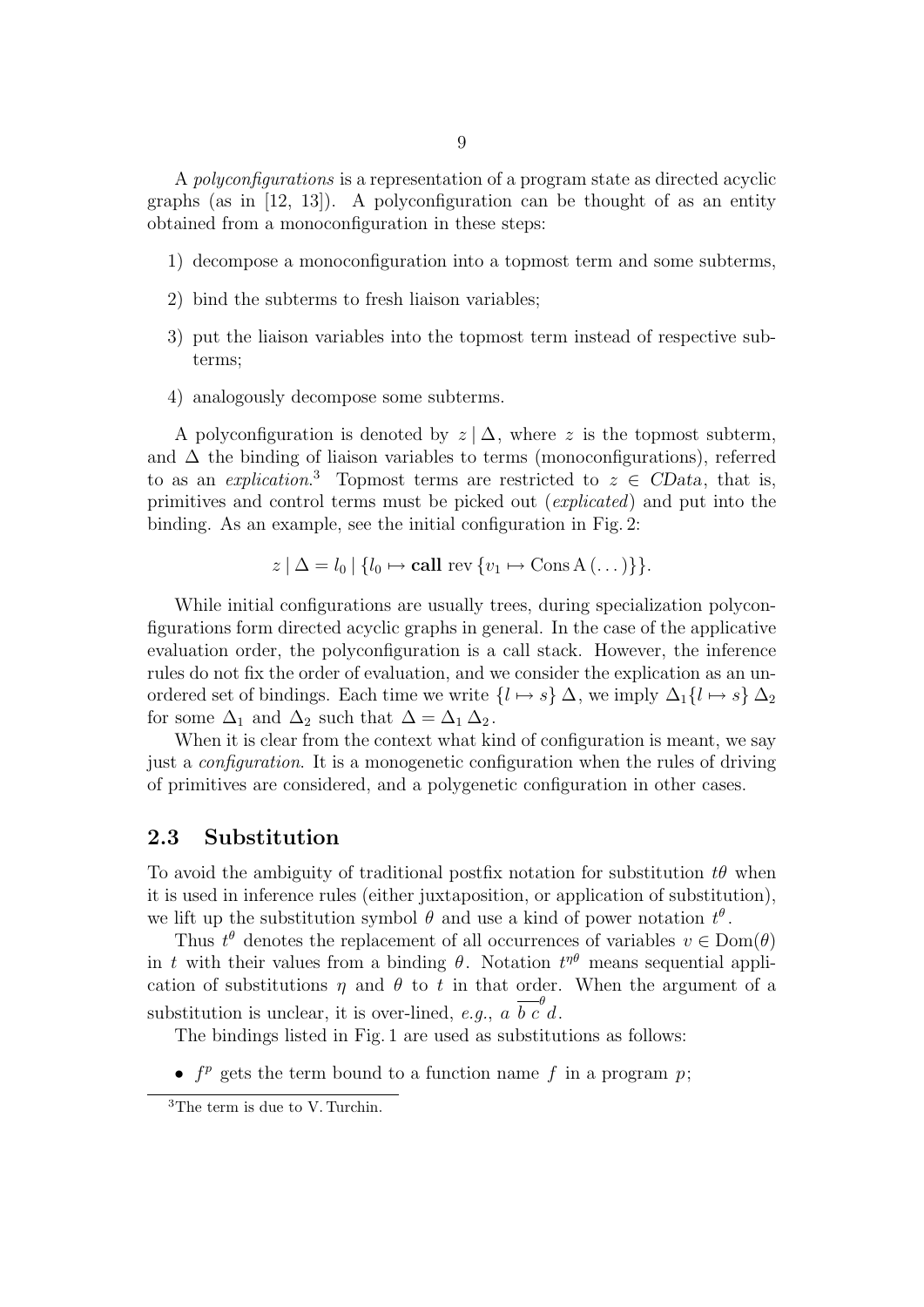A *polyconfigurations* is a representation of a program state as directed acyclic graphs (as in [12, 13]). A polyconfiguration can be thought of as an entity obtained from a monoconfiguration in these steps:

1) decompose a monoconfiguration into a topmost term and some subterms,
2) bind the subterms to fresh liaison variables;
3) put the liaison variables into the topmost term instead of respective subterms;
4) analogously decompose some subterms.

A polyconfiguration is denoted by $z \mid \Delta$, where $z$ is the topmost subterm, and $\Delta$ the binding of liaison variables to terms (monoconfigurations), referred to as an *explication*.[3] Topmost terms are restricted to $z \in \mathit{CData}$, that is, primitives and control terms must be picked out (*explicated*) and put into the binding. As an example, see the initial configuration in Fig. 2:

$$z \mid \Delta = l_0 \mid \{l_0 \mapsto \textbf{call}\ \text{rev}\ \{v_1 \mapsto \text{Cons}\,\text{A}\,(\ldots)\}\}.$$

While initial configurations are usually trees, during specialization polyconfigurations form directed acyclic graphs in general. In the case of the applicative evaluation order, the polyconfiguration is a call stack. However, the inference rules do not fix the order of evaluation, and we consider the explication as an unordered set of bindings. Each time we write $\{l \mapsto s\}\,\Delta$, we imply $\Delta_1\{l \mapsto s\}\,\Delta_2$ for some $\Delta_1$ and $\Delta_2$ such that $\Delta = \Delta_1\,\Delta_2$.

When it is clear from the context what kind of configuration is meant, we say just a *configuration*. It is a monogenetic configuration when the rules of driving of primitives are considered, and a polygenetic configuration in other cases.

### 2.3 Substitution

To avoid the ambiguity of traditional postfix notation for substitution $t\theta$ when it is used in inference rules (either juxtaposition, or application of substitution), we lift up the substitution symbol $\theta$ and use a kind of power notation $t^\theta$.

Thus $t^\theta$ denotes the replacement of all occurrences of variables $v \in \text{Dom}(\theta)$ in $t$ with their values from a binding $\theta$. Notation $t^{\eta\theta}$ means sequential application of substitutions $\eta$ and $\theta$ to $t$ in that order. When the argument of a substitution is unclear, it is over-lined, *e.g.*, $a\ \overline{b\ c}^{\,\theta}\ d$.

The bindings listed in Fig. 1 are used as substitutions as follows:

- $f^p$ gets the term bound to a function name $f$ in a program $p$;

[3] The term is due to V. Turchin.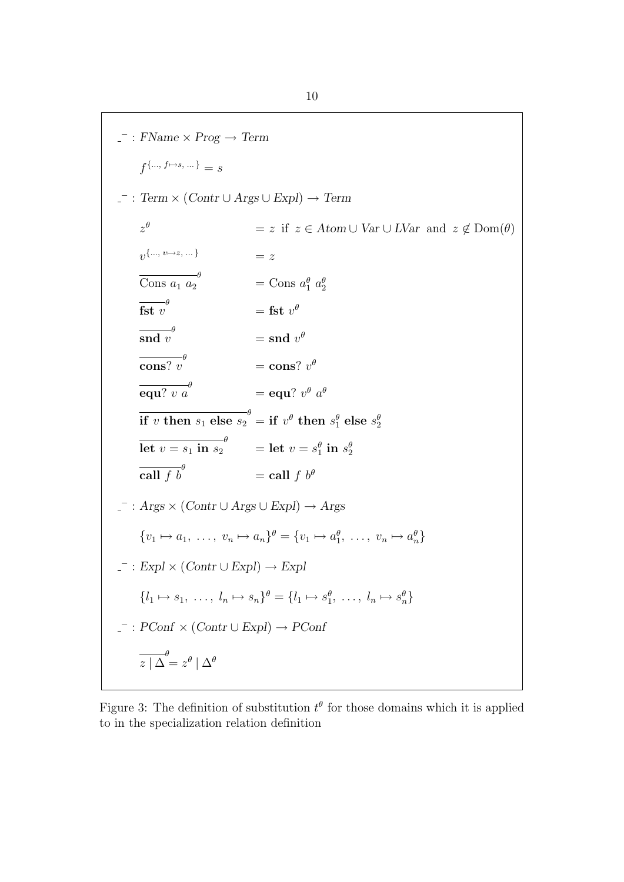$$\_^{-} : \mathit{FName} \times \mathit{Prog} \rightarrow \mathit{Term}$$

$$f^{\{\ldots,\, f \mapsto s,\, \ldots\}} = s$$

$$\_^{-} : \mathit{Term} \times (\mathit{Contr} \cup \mathit{Args} \cup \mathit{Expl}) \rightarrow \mathit{Term}$$

$$
\begin{aligned}
z^{\theta} &= z \ \text{ if } \ z \in \mathit{Atom} \cup \mathit{Var} \cup \mathit{LVar} \ \text{ and } \ z \notin \mathrm{Dom}(\theta) \\
v^{\{\ldots,\, v \mapsto z,\, \ldots\}} &= z \\
\overline{\text{Cons } a_1 \ a_2}^{\theta} &= \text{Cons } a_1^{\theta} \ a_2^{\theta} \\
\overline{\textbf{fst } v}^{\theta} &= \textbf{fst } v^{\theta} \\
\overline{\textbf{snd } v}^{\theta} &= \textbf{snd } v^{\theta} \\
\overline{\textbf{cons? } v}^{\theta} &= \textbf{cons? } v^{\theta} \\
\overline{\textbf{equ? } v \ a}^{\theta} &= \textbf{equ? } v^{\theta} \ a^{\theta} \\
\overline{\textbf{if } v \textbf{ then } s_1 \textbf{ else } s_2}^{\theta} &= \textbf{if } v^{\theta} \textbf{ then } s_1^{\theta} \textbf{ else } s_2^{\theta} \\
\overline{\textbf{let } v = s_1 \textbf{ in } s_2}^{\theta} &= \textbf{let } v = s_1^{\theta} \textbf{ in } s_2^{\theta} \\
\overline{\textbf{call } f \ b}^{\theta} &= \textbf{call } f \ b^{\theta}
\end{aligned}
$$

$$\_^{-} : \mathit{Args} \times (\mathit{Contr} \cup \mathit{Args} \cup \mathit{Expl}) \rightarrow \mathit{Args}$$

$$\{v_1 \mapsto a_1,\ \ldots,\ v_n \mapsto a_n\}^{\theta} = \{v_1 \mapsto a_1^{\theta},\ \ldots,\ v_n \mapsto a_n^{\theta}\}$$

$$\_^{-} : \mathit{Expl} \times (\mathit{Contr} \cup \mathit{Expl}) \rightarrow \mathit{Expl}$$

$$\{l_1 \mapsto s_1,\ \ldots,\ l_n \mapsto s_n\}^{\theta} = \{l_1 \mapsto s_1^{\theta},\ \ldots,\ l_n \mapsto s_n^{\theta}\}$$

$$\_^{-} : \mathit{PConf} \times (\mathit{Contr} \cup \mathit{Expl}) \rightarrow \mathit{PConf}$$

$$\overline{z \mid \Delta}^{\theta} = z^{\theta} \mid \Delta^{\theta}$$

Figure 3: The definition of substitution $t^{\theta}$ for those domains which it is applied to in the specialization relation definition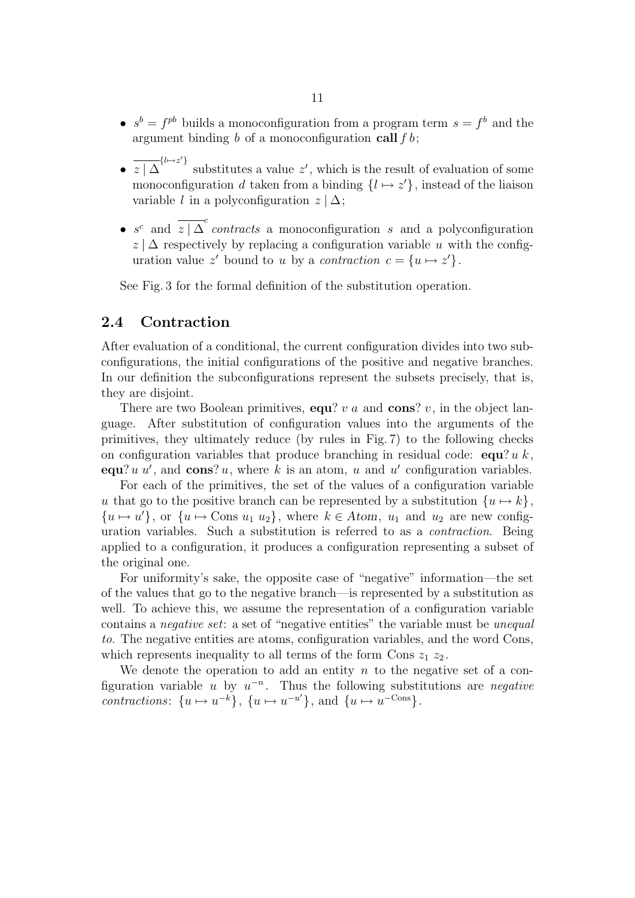- $s^b = f^{pb}$ builds a monoconfiguration from a program term $s = f^b$ and the argument binding $b$ of a monoconfiguration **call** $f\, b$;

- $\overline{z \mid \Delta}^{\{l \mapsto z'\}}$ substitutes a value $z'$, which is the result of evaluation of some monoconfiguration $d$ taken from a binding $\{l \mapsto z'\}$, instead of the liaison variable $l$ in a polyconfiguration $z \mid \Delta$;

- $s^c$ and $\overline{z \mid \Delta}^c$ *contracts* a monoconfiguration $s$ and a polyconfiguration $z \mid \Delta$ respectively by replacing a configuration variable $u$ with the configuration value $z'$ bound to $u$ by a *contraction* $c = \{u \mapsto z'\}$.

See Fig. 3 for the formal definition of the substitution operation.

## 2.4 Contraction

After evaluation of a conditional, the current configuration divides into two subconfigurations, the initial configurations of the positive and negative branches. In our definition the subconfigurations represent the subsets precisely, that is, they are disjoint.

There are two Boolean primitives, **equ**? $v\ a$ and **cons**? $v$, in the object language. After substitution of configuration values into the arguments of the primitives, they ultimately reduce (by rules in Fig. 7) to the following checks on configuration variables that produce branching in residual code: **equ**? $u\ k$, **equ**? $u\ u'$, and **cons**? $u$, where $k$ is an atom, $u$ and $u'$ configuration variables.

For each of the primitives, the set of the values of a configuration variable $u$ that go to the positive branch can be represented by a substitution $\{u \mapsto k\}$, $\{u \mapsto u'\}$, or $\{u \mapsto \text{Cons}\ u_1\ u_2\}$, where $k \in Atom$, $u_1$ and $u_2$ are new configuration variables. Such a substitution is referred to as a *contraction*. Being applied to a configuration, it produces a configuration representing a subset of the original one.

For uniformity's sake, the opposite case of "negative" information—the set of the values that go to the negative branch—is represented by a substitution as well. To achieve this, we assume the representation of a configuration variable contains a *negative set*: a set of "negative entities" the variable must be *unequal to*. The negative entities are atoms, configuration variables, and the word Cons, which represents inequality to all terms of the form Cons $z_1\ z_2$.

We denote the operation to add an entity $n$ to the negative set of a configuration variable $u$ by $u^{-n}$. Thus the following substitutions are *negative contractions*: $\{u \mapsto u^{-k}\}$, $\{u \mapsto u^{-u'}\}$, and $\{u \mapsto u^{-\text{Cons}}\}$.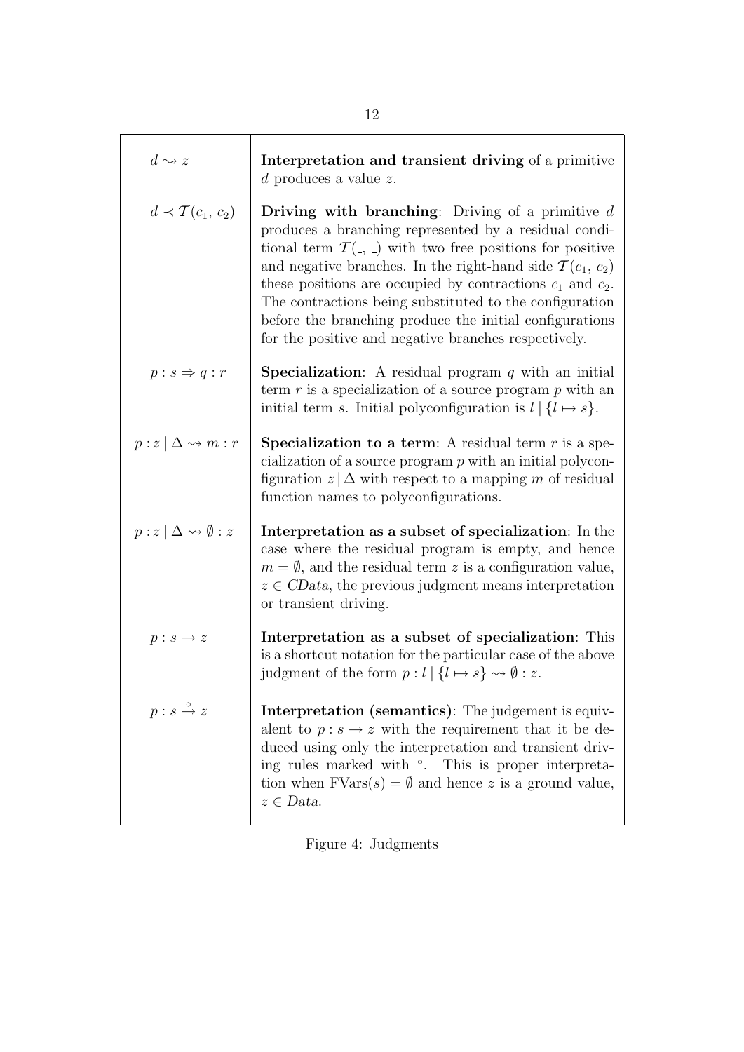| | |
|---|---|
| $d \rightsquigarrow z$ | **Interpretation and transient driving** of a primitive $d$ produces a value $z$. |
| $d \prec \mathcal{T}(c_1,\, c_2)$ | **Driving with branching**: Driving of a primitive $d$ produces a branching represented by a residual conditional term $\mathcal{T}(\_,\, \_)$ with two free positions for positive and negative branches. In the right-hand side $\mathcal{T}(c_1,\, c_2)$ these positions are occupied by contractions $c_1$ and $c_2$. The contractions being substituted to the configuration before the branching produce the initial configurations for the positive and negative branches respectively. |
| $p : s \Rightarrow q : r$ | **Specialization**: A residual program $q$ with an initial term $r$ is a specialization of a source program $p$ with an initial term $s$. Initial polyconfiguration is $l \mid \{l \mapsto s\}$. |
| $p : z \mid \Delta \rightsquigarrow m : r$ | **Specialization to a term**: A residual term $r$ is a specialization of a source program $p$ with an initial polyconfiguration $z \mid \Delta$ with respect to a mapping $m$ of residual function names to polyconfigurations. |
| $p : z \mid \Delta \rightsquigarrow \emptyset : z$ | **Interpretation as a subset of specialization**: In the case where the residual program is empty, and hence $m = \emptyset$, and the residual term $z$ is a configuration value, $z \in \mathit{CData}$, the previous judgment means interpretation or transient driving. |
| $p : s \rightarrow z$ | **Interpretation as a subset of specialization**: This is a shortcut notation for the particular case of the above judgment of the form $p : l \mid \{l \mapsto s\} \rightsquigarrow \emptyset : z$. |
| $p : s \overset{\circ}{\rightarrow} z$ | **Interpretation (semantics)**: The judgement is equivalent to $p : s \rightarrow z$ with the requirement that it be deduced using only the interpretation and transient driving rules marked with $^\circ$. This is proper interpretation when $\mathrm{FVars}(s) = \emptyset$ and hence $z$ is a ground value, $z \in \mathit{Data}$. |

Figure 4: Judgments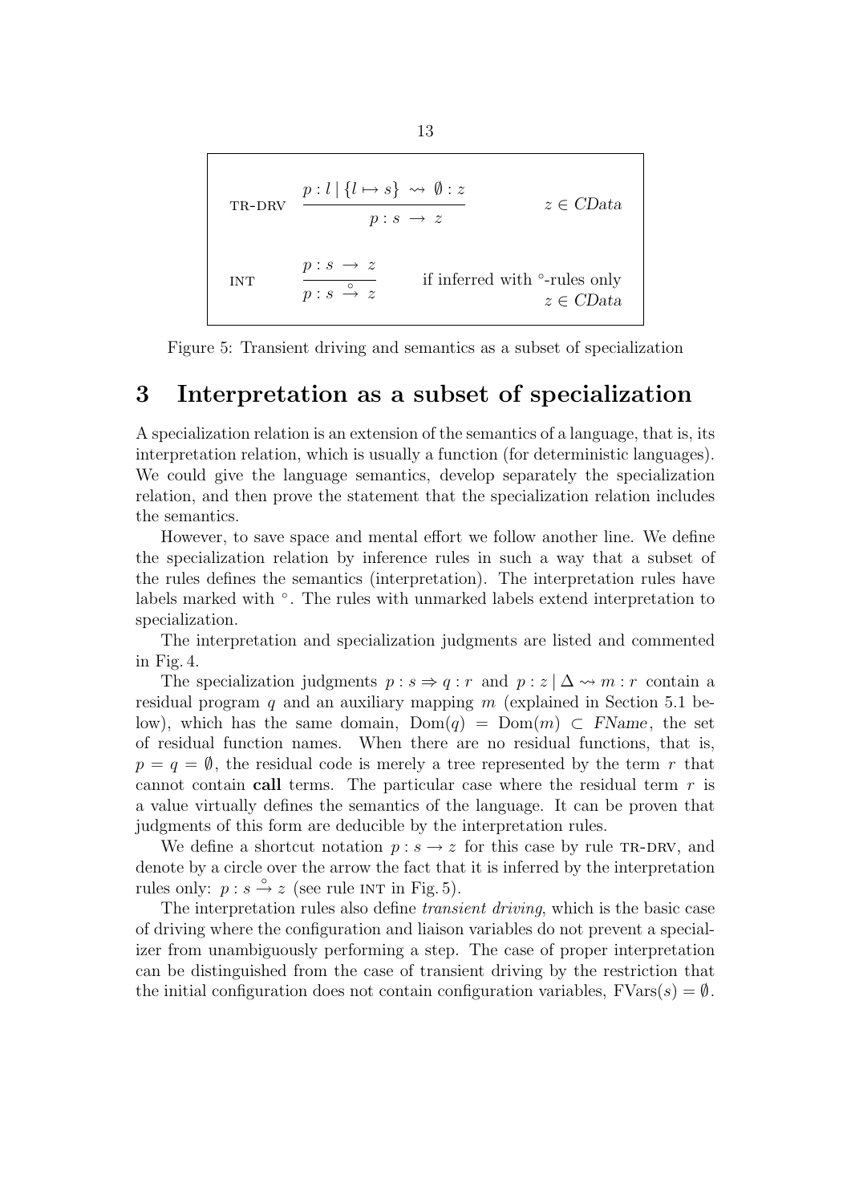$$\text{TR-DRV} \quad \frac{p : l \,|\, \{l \mapsto s\} \;\rightsquigarrow\; \emptyset : z}{p : s \;\rightarrow\; z} \qquad z \in \mathit{CData}$$

$$\text{INT} \quad \frac{p : s \;\rightarrow\; z}{p : s \;\overset{\circ}{\rightarrow}\; z} \qquad \begin{array}{r}\text{if inferred with } ^\circ\text{-rules only} \\ z \in \mathit{CData}\end{array}$$

Figure 5: Transient driving and semantics as a subset of specialization

# 3 Interpretation as a subset of specialization

A specialization relation is an extension of the semantics of a language, that is, its interpretation relation, which is usually a function (for deterministic languages). We could give the language semantics, develop separately the specialization relation, and then prove the statement that the specialization relation includes the semantics.

However, to save space and mental effort we follow another line. We define the specialization relation by inference rules in such a way that a subset of the rules defines the semantics (interpretation). The interpretation rules have labels marked with $^\circ$. The rules with unmarked labels extend interpretation to specialization.

The interpretation and specialization judgments are listed and commented in Fig. 4.

The specialization judgments $p : s \Rightarrow q : r$ and $p : z \,|\, \Delta \rightsquigarrow m : r$ contain a residual program $q$ and an auxiliary mapping $m$ (explained in Section 5.1 below), which has the same domain, $\mathrm{Dom}(q) = \mathrm{Dom}(m) \subset \mathit{FName}$, the set of residual function names. When there are no residual functions, that is, $p = q = \emptyset$, the residual code is merely a tree represented by the term $r$ that cannot contain **call** terms. The particular case where the residual term $r$ is a value virtually defines the semantics of the language. It can be proven that judgments of this form are deducible by the interpretation rules.

We define a shortcut notation $p : s \rightarrow z$ for this case by rule TR-DRV, and denote by a circle over the arrow the fact that it is inferred by the interpretation rules only: $p : s \overset{\circ}{\rightarrow} z$ (see rule INT in Fig. 5).

The interpretation rules also define *transient driving*, which is the basic case of driving where the configuration and liaison variables do not prevent a specializer from unambiguously performing a step. The case of proper interpretation can be distinguished from the case of transient driving by the restriction that the initial configuration does not contain configuration variables, $\mathrm{FVars}(s) = \emptyset$.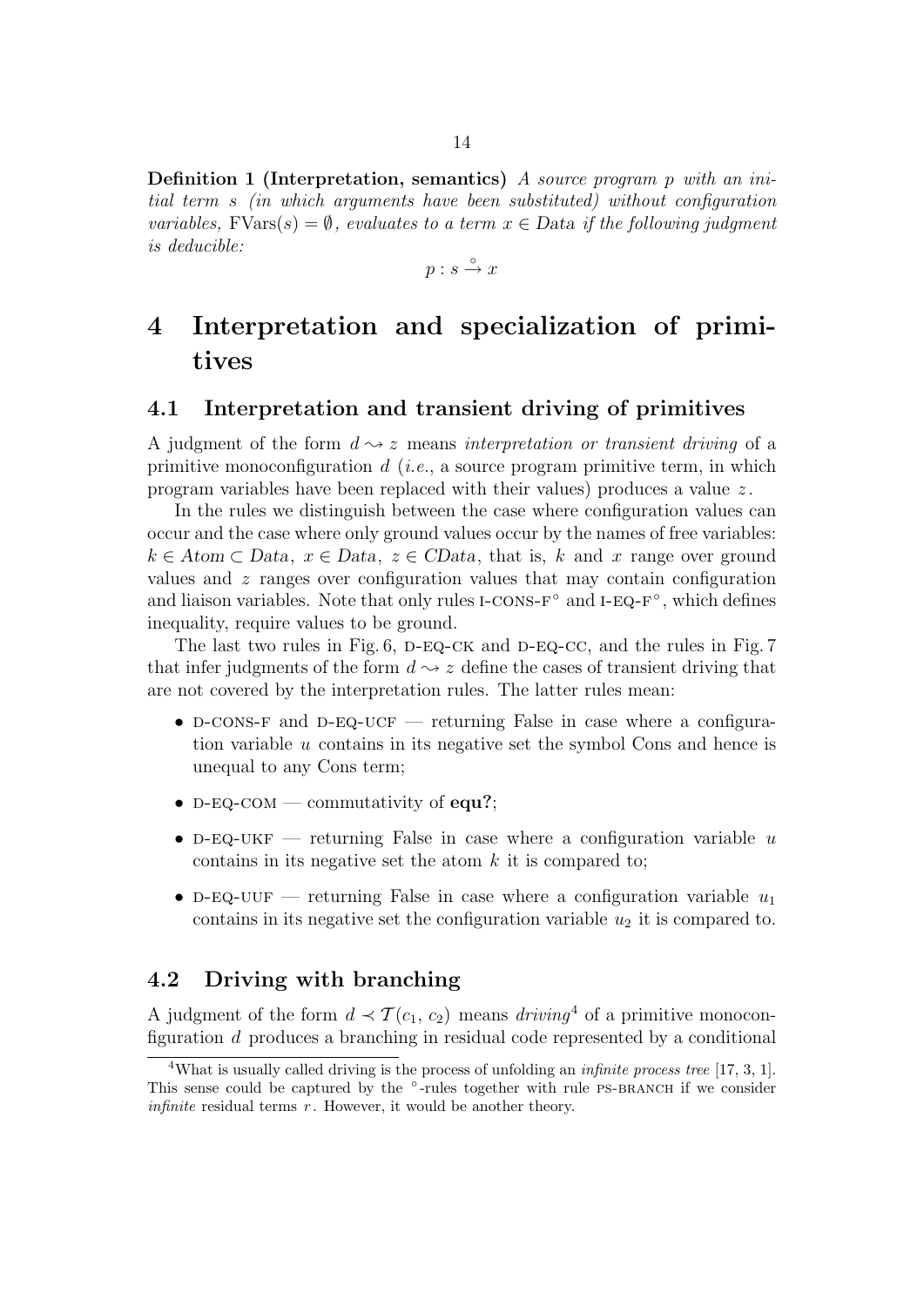**Definition 1 (Interpretation, semantics)** *A source program $p$ with an initial term $s$ (in which arguments have been substituted) without configuration variables,* $\mathrm{FVars}(s) = \emptyset$*, evaluates to a term $x \in \mathit{Data}$ if the following judgment is deducible:*

$$p : s \overset{\circ}{\to} x$$

# 4 Interpretation and specialization of primitives

## 4.1 Interpretation and transient driving of primitives

A judgment of the form $d \rightsquigarrow z$ means *interpretation or transient driving* of a primitive monoconfiguration $d$ (*i.e.*, a source program primitive term, in which program variables have been replaced with their values) produces a value $z$.

In the rules we distinguish between the case where configuration values can occur and the case where only ground values occur by the names of free variables: $k \in \mathit{Atom} \subset \mathit{Data}$, $x \in \mathit{Data}$, $z \in \mathit{CData}$, that is, $k$ and $x$ range over ground values and $z$ ranges over configuration values that may contain configuration and liaison variables. Note that only rules I-CONS-F$^\circ$ and I-EQ-F$^\circ$, which defines inequality, require values to be ground.

The last two rules in Fig. 6, D-EQ-CK and D-EQ-CC, and the rules in Fig. 7 that infer judgments of the form $d \rightsquigarrow z$ define the cases of transient driving that are not covered by the interpretation rules. The latter rules mean:

- D-CONS-F and D-EQ-UCF — returning False in case where a configuration variable $u$ contains in its negative set the symbol Cons and hence is unequal to any Cons term;
- D-EQ-COM — commutativity of **equ?**;
- D-EQ-UKF — returning False in case where a configuration variable $u$ contains in its negative set the atom $k$ it is compared to;
- D-EQ-UUF — returning False in case where a configuration variable $u_1$ contains in its negative set the configuration variable $u_2$ it is compared to.

## 4.2 Driving with branching

A judgment of the form $d \prec \mathcal{T}(c_1, c_2)$ means *driving*[4] of a primitive monoconfiguration $d$ produces a branching in residual code represented by a conditional

[4] What is usually called driving is the process of unfolding an *infinite process tree* [17, 3, 1]. This sense could be captured by the $^\circ$-rules together with rule PS-BRANCH if we consider *infinite* residual terms $r$. However, it would be another theory.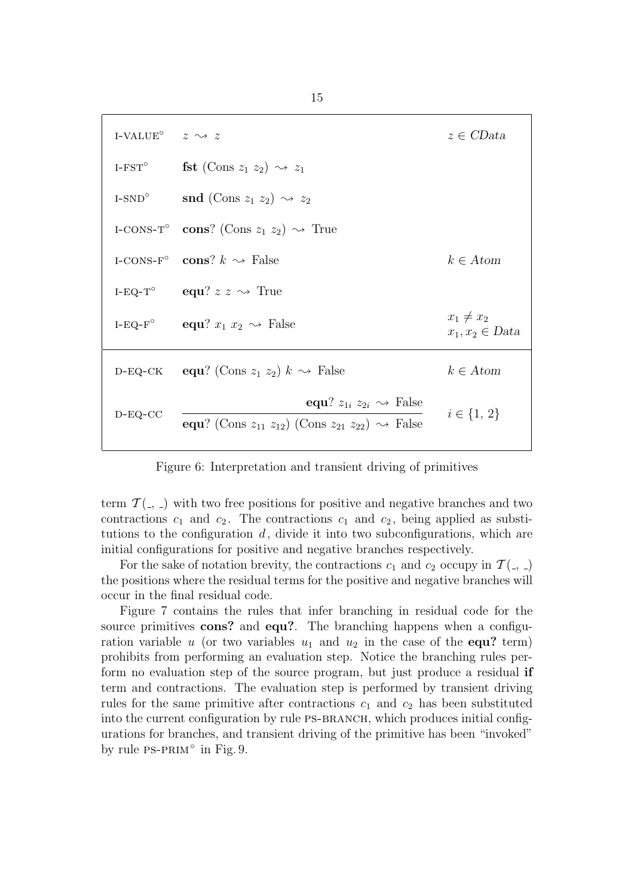| | | |
|---|---|---|
| I-VALUE$^\circ$ | $z \rightsquigarrow z$ | $z \in \mathit{CData}$ |
| I-FST$^\circ$ | $\mathbf{fst}\ (\text{Cons}\ z_1\ z_2) \rightsquigarrow z_1$ | |
| I-SND$^\circ$ | $\mathbf{snd}\ (\text{Cons}\ z_1\ z_2) \rightsquigarrow z_2$ | |
| I-CONS-T$^\circ$ | $\mathbf{cons?}\ (\text{Cons}\ z_1\ z_2) \rightsquigarrow \text{True}$ | |
| I-CONS-F$^\circ$ | $\mathbf{cons?}\ k \rightsquigarrow \text{False}$ | $k \in \mathit{Atom}$ |
| I-EQ-T$^\circ$ | $\mathbf{equ?}\ z\ z \rightsquigarrow \text{True}$ | |
| I-EQ-F$^\circ$ | $\mathbf{equ?}\ x_1\ x_2 \rightsquigarrow \text{False}$ | $x_1 \neq x_2$, $x_1, x_2 \in \mathit{Data}$ |
| D-EQ-CK | $\mathbf{equ?}\ (\text{Cons}\ z_1\ z_2)\ k \rightsquigarrow \text{False}$ | $k \in \mathit{Atom}$ |
| D-EQ-CC | $\dfrac{\mathbf{equ?}\ z_{1i}\ z_{2i} \rightsquigarrow \text{False}}{\mathbf{equ?}\ (\text{Cons}\ z_{11}\ z_{12})\ (\text{Cons}\ z_{21}\ z_{22}) \rightsquigarrow \text{False}}$ | $i \in \{1, 2\}$ |

Figure 6: Interpretation and transient driving of primitives

term $\mathcal{T}(\_, \_)$ with two free positions for positive and negative branches and two contractions $c_1$ and $c_2$. The contractions $c_1$ and $c_2$, being applied as substitutions to the configuration $d$, divide it into two subconfigurations, which are initial configurations for positive and negative branches respectively.

For the sake of notation brevity, the contractions $c_1$ and $c_2$ occupy in $\mathcal{T}(\_, \_)$ the positions where the residual terms for the positive and negative branches will occur in the final residual code.

Figure 7 contains the rules that infer branching in residual code for the source primitives **cons?** and **equ?**. The branching happens when a configuration variable $u$ (or two variables $u_1$ and $u_2$ in the case of the **equ?** term) prohibits from performing an evaluation step. Notice the branching rules perform no evaluation step of the source program, but just produce a residual **if** term and contractions. The evaluation step is performed by transient driving rules for the same primitive after contractions $c_1$ and $c_2$ has been substituted into the current configuration by rule PS-BRANCH, which produces initial configurations for branches, and transient driving of the primitive has been "invoked" by rule PS-PRIM$^\circ$ in Fig. 9.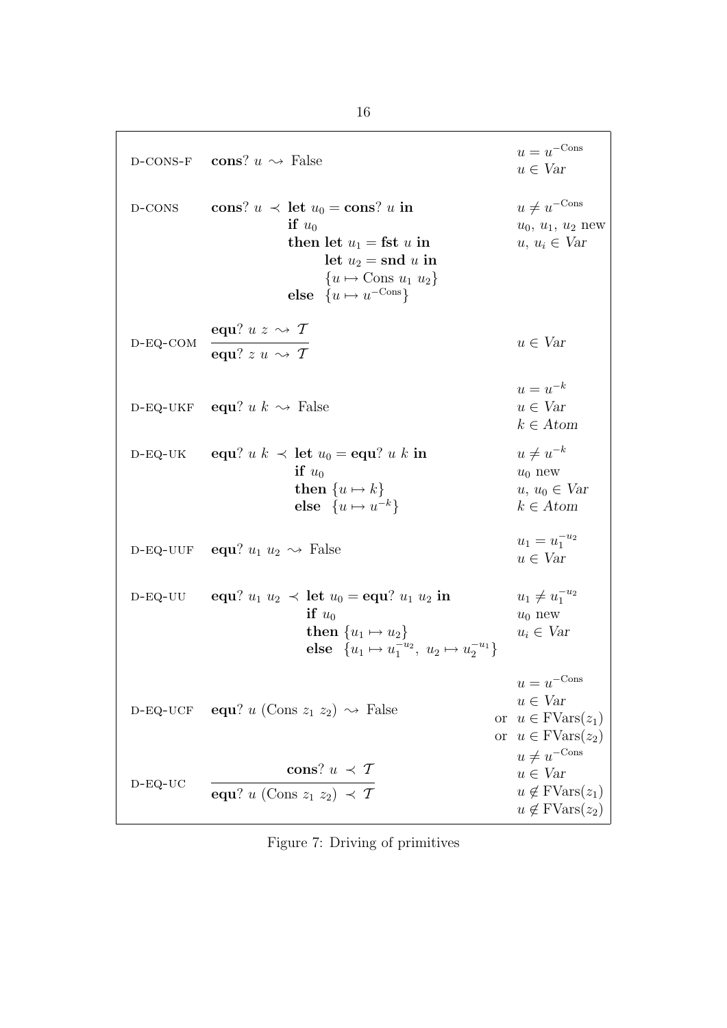| Rule | Driving | Side conditions |
|---|---|---|
| D-CONS-F | $\mathbf{cons?}\ u \rightsquigarrow \text{False}$ | $u = u^{-\text{Cons}}$<br>$u \in \mathit{Var}$ |
| D-CONS | $\mathbf{cons?}\ u \prec \mathbf{let}\ u_0 = \mathbf{cons?}\ u\ \mathbf{in}$<br>$\quad \mathbf{if}\ u_0$<br>$\quad \mathbf{then\ let}\ u_1 = \mathbf{fst}\ u\ \mathbf{in}$<br>$\quad\quad \mathbf{let}\ u_2 = \mathbf{snd}\ u\ \mathbf{in}$<br>$\quad\quad \{u \mapsto \text{Cons}\ u_1\ u_2\}$<br>$\quad \mathbf{else}\ \ \{u \mapsto u^{-\text{Cons}}\}$ | $u \neq u^{-\text{Cons}}$<br>$u_0,\ u_1,\ u_2$ new<br>$u,\ u_i \in \mathit{Var}$ |
| D-EQ-COM | $\dfrac{\mathbf{equ?}\ u\ z \rightsquigarrow \mathcal{T}}{\mathbf{equ?}\ z\ u \rightsquigarrow \mathcal{T}}$ | $u \in \mathit{Var}$ |
| D-EQ-UKF | $\mathbf{equ?}\ u\ k \rightsquigarrow \text{False}$ | $u = u^{-k}$<br>$u \in \mathit{Var}$<br>$k \in \mathit{Atom}$ |
| D-EQ-UK | $\mathbf{equ?}\ u\ k \prec \mathbf{let}\ u_0 = \mathbf{equ?}\ u\ k\ \mathbf{in}$<br>$\quad \mathbf{if}\ u_0$<br>$\quad \mathbf{then}\ \{u \mapsto k\}$<br>$\quad \mathbf{else}\ \ \{u \mapsto u^{-k}\}$ | $u \neq u^{-k}$<br>$u_0$ new<br>$u,\ u_0 \in \mathit{Var}$<br>$k \in \mathit{Atom}$ |
| D-EQ-UUF | $\mathbf{equ?}\ u_1\ u_2 \rightsquigarrow \text{False}$ | $u_1 = u_1^{-u_2}$<br>$u \in \mathit{Var}$ |
| D-EQ-UU | $\mathbf{equ?}\ u_1\ u_2 \prec \mathbf{let}\ u_0 = \mathbf{equ?}\ u_1\ u_2\ \mathbf{in}$<br>$\quad \mathbf{if}\ u_0$<br>$\quad \mathbf{then}\ \{u_1 \mapsto u_2\}$<br>$\quad \mathbf{else}\ \ \{u_1 \mapsto u_1^{-u_2},\ u_2 \mapsto u_2^{-u_1}\}$ | $u_1 \neq u_1^{-u_2}$<br>$u_0$ new<br>$u_i \in \mathit{Var}$ |
| D-EQ-UCF | $\mathbf{equ?}\ u\ (\text{Cons}\ z_1\ z_2) \rightsquigarrow \text{False}$ | $u = u^{-\text{Cons}}$<br>$u \in \mathit{Var}$<br>or $u \in \text{FVars}(z_1)$<br>or $u \in \text{FVars}(z_2)$ |
| D-EQ-UC | $\dfrac{\mathbf{cons?}\ u \prec \mathcal{T}}{\mathbf{equ?}\ u\ (\text{Cons}\ z_1\ z_2) \prec \mathcal{T}}$ | $u \neq u^{-\text{Cons}}$<br>$u \in \mathit{Var}$<br>$u \notin \text{FVars}(z_1)$<br>$u \notin \text{FVars}(z_2)$ |

Figure 7: Driving of primitives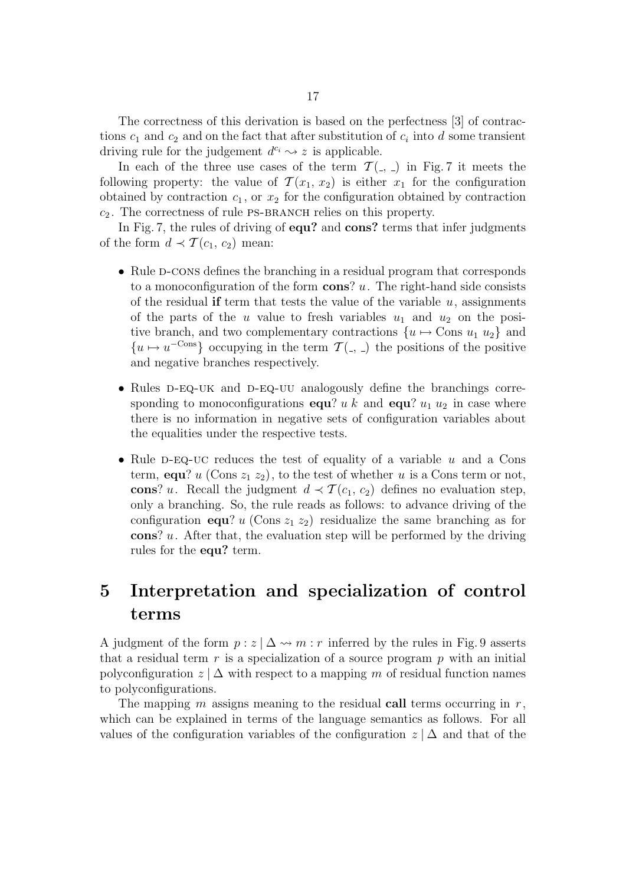The correctness of this derivation is based on the perfectness [3] of contractions $c_1$ and $c_2$ and on the fact that after substitution of $c_i$ into $d$ some transient driving rule for the judgement $d^{c_i} \rightsquigarrow z$ is applicable.

In each of the three use cases of the term $\mathcal{T}(\_,\, \_)$ in Fig. 7 it meets the following property: the value of $\mathcal{T}(x_1,\, x_2)$ is either $x_1$ for the configuration obtained by contraction $c_1$, or $x_2$ for the configuration obtained by contraction $c_2$. The correctness of rule PS-BRANCH relies on this property.

In Fig. 7, the rules of driving of **equ?** and **cons?** terms that infer judgments of the form $d \prec \mathcal{T}(c_1,\, c_2)$ mean:

- Rule D-CONS defines the branching in a residual program that corresponds to a monoconfiguration of the form **cons**? $u$. The right-hand side consists of the residual **if** term that tests the value of the variable $u$, assignments of the parts of the $u$ value to fresh variables $u_1$ and $u_2$ on the positive branch, and two complementary contractions $\{u \mapsto \text{Cons}\ u_1\ u_2\}$ and $\{u \mapsto u^{-\text{Cons}}\}$ occupying in the term $\mathcal{T}(\_,\, \_)$ the positions of the positive and negative branches respectively.

- Rules D-EQ-UK and D-EQ-UU analogously define the branchings corresponding to monoconfigurations **equ**? $u\ k$ and **equ**? $u_1\ u_2$ in case where there is no information in negative sets of configuration variables about the equalities under the respective tests.

- Rule D-EQ-UC reduces the test of equality of a variable $u$ and a Cons term, **equ**? $u$ (Cons $z_1\ z_2$), to the test of whether $u$ is a Cons term or not, **cons**? $u$. Recall the judgment $d \prec \mathcal{T}(c_1,\, c_2)$ defines no evaluation step, only a branching. So, the rule reads as follows: to advance driving of the configuration **equ**? $u$ (Cons $z_1\ z_2$) residualize the same branching as for **cons**? $u$. After that, the evaluation step will be performed by the driving rules for the **equ?** term.

# 5 Interpretation and specialization of control terms

A judgment of the form $p : z \,|\, \Delta \rightsquigarrow m : r$ inferred by the rules in Fig. 9 asserts that a residual term $r$ is a specialization of a source program $p$ with an initial polyconfiguration $z \,|\, \Delta$ with respect to a mapping $m$ of residual function names to polyconfigurations.

The mapping $m$ assigns meaning to the residual **call** terms occurring in $r$, which can be explained in terms of the language semantics as follows. For all values of the configuration variables of the configuration $z \,|\, \Delta$ and that of the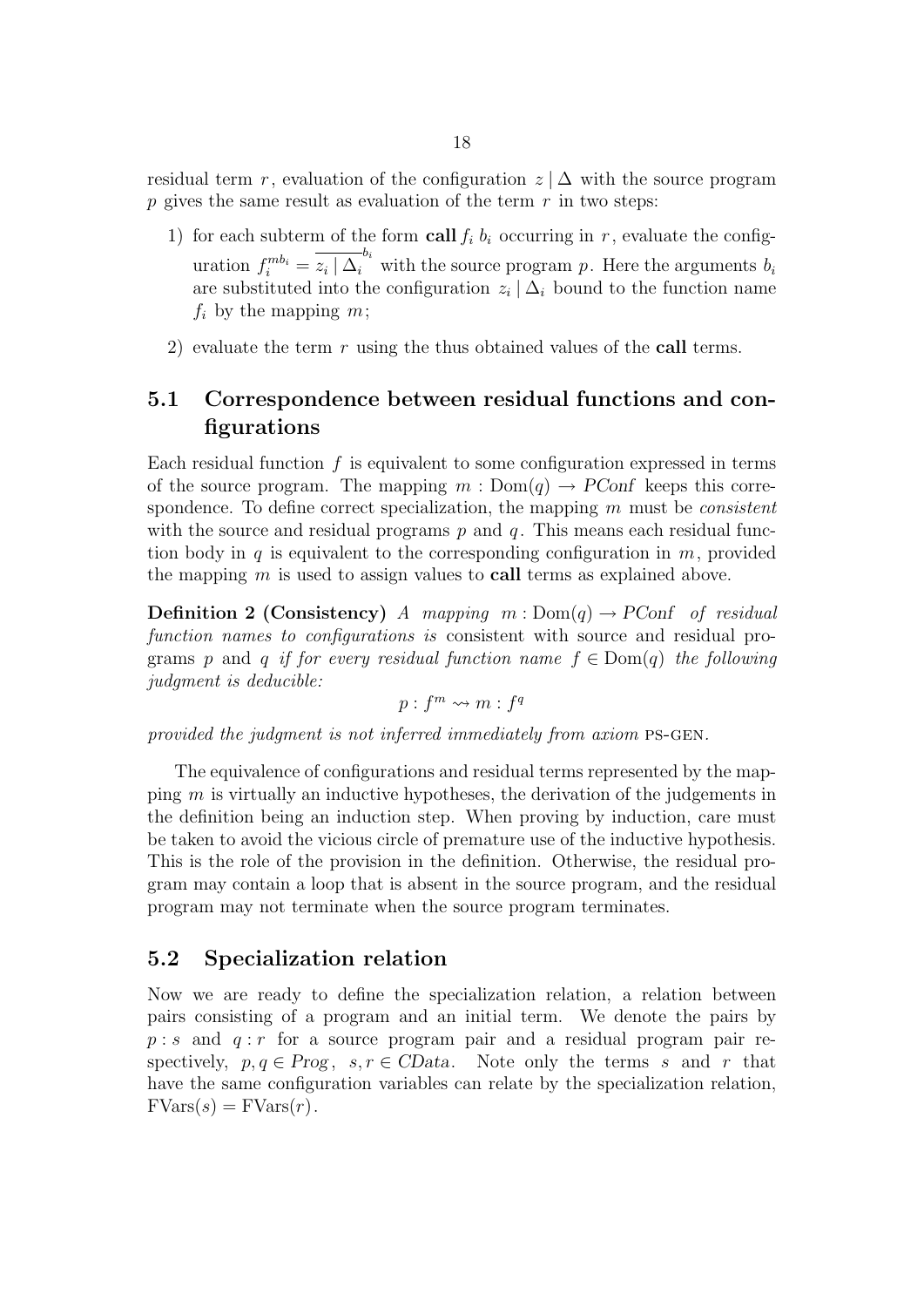residual term $r$, evaluation of the configuration $z \mid \Delta$ with the source program $p$ gives the same result as evaluation of the term $r$ in two steps:

1) for each subterm of the form **call** $f_i\ b_i$ occurring in $r$, evaluate the configuration $f_i^{mb_i} = \overline{z_i \mid \Delta_i}^{b_i}$ with the source program $p$. Here the arguments $b_i$ are substituted into the configuration $z_i \mid \Delta_i$ bound to the function name $f_i$ by the mapping $m$;

2) evaluate the term $r$ using the thus obtained values of the **call** terms.

## 5.1 Correspondence between residual functions and configurations

Each residual function $f$ is equivalent to some configuration expressed in terms of the source program. The mapping $m : \mathrm{Dom}(q) \to \mathit{PConf}$ keeps this correspondence. To define correct specialization, the mapping $m$ must be *consistent* with the source and residual programs $p$ and $q$. This means each residual function body in $q$ is equivalent to the corresponding configuration in $m$, provided the mapping $m$ is used to assign values to **call** terms as explained above.

**Definition 2 (Consistency)** *A mapping $m : \mathrm{Dom}(q) \to \mathit{PConf}$ of residual function names to configurations is* consistent with source and residual programs $p$ and $q$ *if for every residual function name $f \in \mathrm{Dom}(q)$ the following judgment is deducible:*

$$p : f^m \rightsquigarrow m : f^q$$

*provided the judgment is not inferred immediately from axiom* PS-GEN.

The equivalence of configurations and residual terms represented by the mapping $m$ is virtually an inductive hypotheses, the derivation of the judgements in the definition being an induction step. When proving by induction, care must be taken to avoid the vicious circle of premature use of the inductive hypothesis. This is the role of the provision in the definition. Otherwise, the residual program may contain a loop that is absent in the source program, and the residual program may not terminate when the source program terminates.

## 5.2 Specialization relation

Now we are ready to define the specialization relation, a relation between pairs consisting of a program and an initial term. We denote the pairs by $p : s$ and $q : r$ for a source program pair and a residual program pair respectively, $p, q \in \mathit{Prog}$, $s, r \in \mathit{CData}$. Note only the terms $s$ and $r$ that have the same configuration variables can relate by the specialization relation, $\mathrm{FVars}(s) = \mathrm{FVars}(r)$.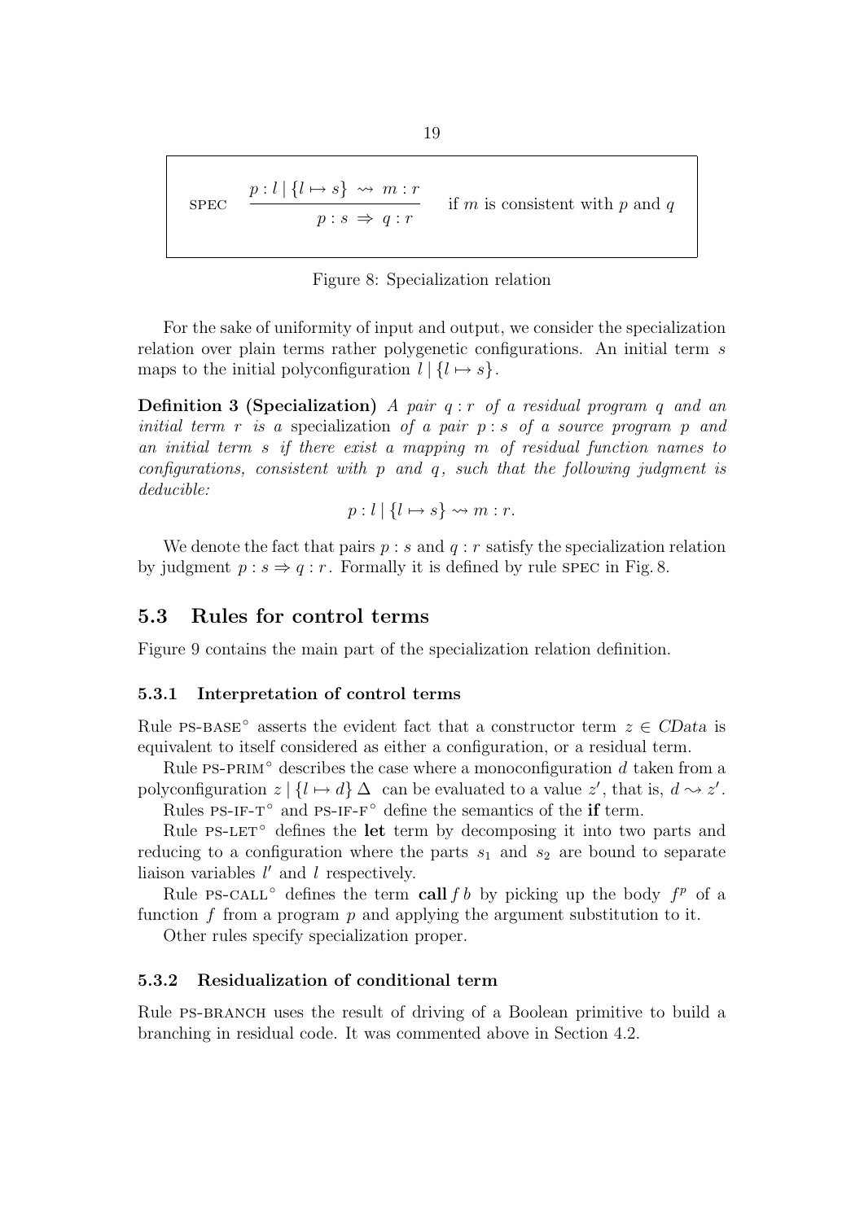$$\textsc{spec} \quad \frac{p : l \,|\, \{l \mapsto s\} \;\rightsquigarrow\; m : r}{p : s \;\Rightarrow\; q : r} \quad \text{if } m \text{ is consistent with } p \text{ and } q$$

Figure 8: Specialization relation

For the sake of uniformity of input and output, we consider the specialization relation over plain terms rather polygenetic configurations. An initial term $s$ maps to the initial polyconfiguration $l \,|\, \{l \mapsto s\}$.

**Definition 3 (Specialization)** *A pair $q : r$ of a residual program $q$ and an initial term $r$ is a* specialization *of a pair $p : s$ of a source program $p$ and an initial term $s$ if there exist a mapping $m$ of residual function names to configurations, consistent with $p$ and $q$, such that the following judgment is deducible:*

$$p : l \,|\, \{l \mapsto s\} \rightsquigarrow m : r.$$

We denote the fact that pairs $p : s$ and $q : r$ satisfy the specialization relation by judgment $p : s \Rightarrow q : r$. Formally it is defined by rule SPEC in Fig. 8.

## 5.3 Rules for control terms

Figure 9 contains the main part of the specialization relation definition.

### 5.3.1 Interpretation of control terms

Rule PS-BASE$^\circ$ asserts the evident fact that a constructor term $z \in \mathit{CData}$ is equivalent to itself considered as either a configuration, or a residual term.

Rule PS-PRIM$^\circ$ describes the case where a monoconfiguration $d$ taken from a polyconfiguration $z \,|\, \{l \mapsto d\}\, \Delta$ can be evaluated to a value $z'$, that is, $d \rightsquigarrow z'$.

Rules PS-IF-T$^\circ$ and PS-IF-F$^\circ$ define the semantics of the **if** term.

Rule PS-LET$^\circ$ defines the **let** term by decomposing it into two parts and reducing to a configuration where the parts $s_1$ and $s_2$ are bound to separate liaison variables $l'$ and $l$ respectively.

Rule PS-CALL$^\circ$ defines the term **call** $f\, b$ by picking up the body $f^p$ of a function $f$ from a program $p$ and applying the argument substitution to it.

Other rules specify specialization proper.

### 5.3.2 Residualization of conditional term

Rule PS-BRANCH uses the result of driving of a Boolean primitive to build a branching in residual code. It was commented above in Section 4.2.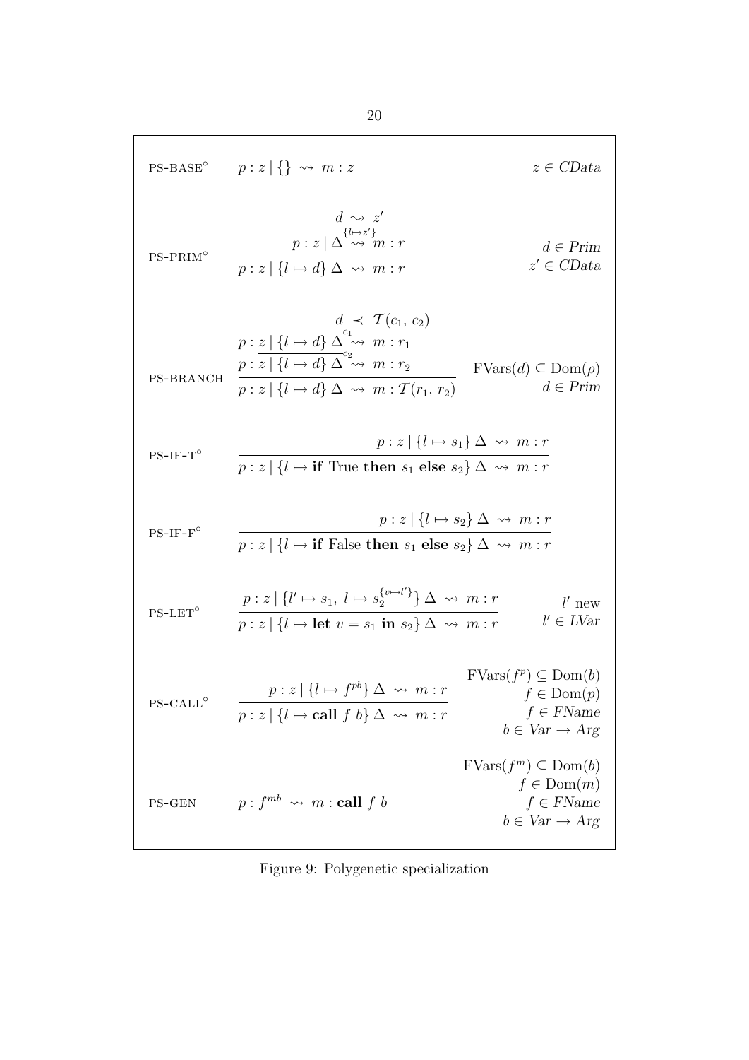| | | |
|---|---|---|
| PS-BASE$^\circ$ | $p : z \mid \{\} \;\rightsquigarrow\; m : z$ | $z \in \mathit{CData}$ |
| PS-PRIM$^\circ$ | $$\frac{\begin{array}{c} d \rightsquigarrow z' \\ \overline{p : z \mid \Delta}^{\{l \mapsto z'\}} \rightsquigarrow m : r \end{array}}{p : z \mid \{l \mapsto d\}\,\Delta \;\rightsquigarrow\; m : r}$$ | $d \in \mathit{Prim}$ <br> $z' \in \mathit{CData}$ |
| PS-BRANCH | $$\frac{\begin{array}{c} d \prec \mathcal{T}(c_1,\, c_2) \\ p : \overline{z \mid \{l \mapsto d\}\,\Delta}^{c_1} \rightsquigarrow m : r_1 \\ p : \overline{z \mid \{l \mapsto d\}\,\Delta}^{c_2} \rightsquigarrow m : r_2 \end{array}}{p : z \mid \{l \mapsto d\}\,\Delta \;\rightsquigarrow\; m : \mathcal{T}(r_1,\, r_2)}$$ | $\mathrm{FVars}(d) \subseteq \mathrm{Dom}(\rho)$ <br> $d \in \mathit{Prim}$ |
| PS-IF-T$^\circ$ | $$\frac{p : z \mid \{l \mapsto s_1\}\,\Delta \;\rightsquigarrow\; m : r}{p : z \mid \{l \mapsto \textbf{if}\ \text{True}\ \textbf{then}\ s_1\ \textbf{else}\ s_2\}\,\Delta \;\rightsquigarrow\; m : r}$$ | |
| PS-IF-F$^\circ$ | $$\frac{p : z \mid \{l \mapsto s_2\}\,\Delta \;\rightsquigarrow\; m : r}{p : z \mid \{l \mapsto \textbf{if}\ \text{False}\ \textbf{then}\ s_1\ \textbf{else}\ s_2\}\,\Delta \;\rightsquigarrow\; m : r}$$ | |
| PS-LET$^\circ$ | $$\frac{p : z \mid \{l' \mapsto s_1,\ l \mapsto s_2^{\{v \mapsto l'\}}\}\,\Delta \;\rightsquigarrow\; m : r}{p : z \mid \{l \mapsto \textbf{let}\ v = s_1\ \textbf{in}\ s_2\}\,\Delta \;\rightsquigarrow\; m : r}$$ | $l'$ new <br> $l' \in \mathit{LVar}$ |
| PS-CALL$^\circ$ | $$\frac{p : z \mid \{l \mapsto f^{pb}\}\,\Delta \;\rightsquigarrow\; m : r}{p : z \mid \{l \mapsto \textbf{call}\ f\ b\}\,\Delta \;\rightsquigarrow\; m : r}$$ | $\mathrm{FVars}(f^p) \subseteq \mathrm{Dom}(b)$ <br> $f \in \mathrm{Dom}(p)$ <br> $f \in \mathit{FName}$ <br> $b \in \mathit{Var} \to \mathit{Arg}$ |
| PS-GEN | $p : f^{mb} \;\rightsquigarrow\; m : \textbf{call}\ f\ b$ | $\mathrm{FVars}(f^m) \subseteq \mathrm{Dom}(b)$ <br> $f \in \mathrm{Dom}(m)$ <br> $f \in \mathit{FName}$ <br> $b \in \mathit{Var} \to \mathit{Arg}$ |

Figure 9: Polygenetic specialization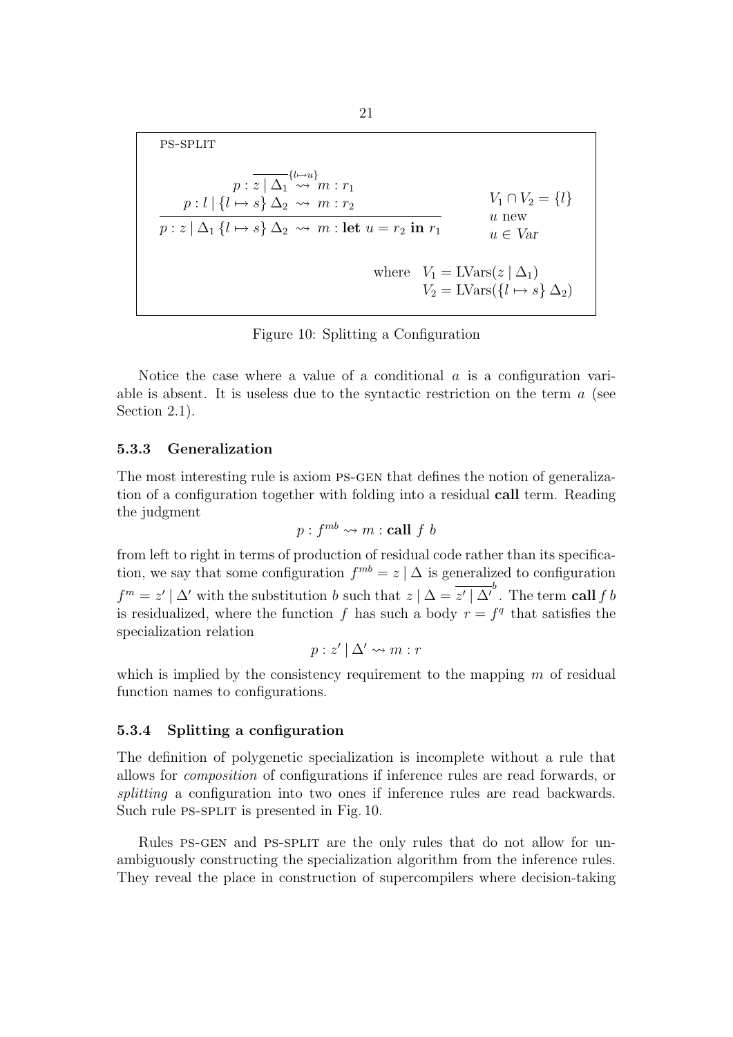PS-SPLIT

$$\frac{\begin{array}{c} p : \overline{z \mid \Delta_1}^{\{l \mapsto u\}} \rightsquigarrow m : r_1 \\ p : l \mid \{l \mapsto s\}\, \Delta_2 \rightsquigarrow m : r_2 \end{array}}{p : z \mid \Delta_1 \, \{l \mapsto s\} \, \Delta_2 \rightsquigarrow m : \textbf{let } u = r_2 \textbf{ in } r_1} \quad \begin{array}{l} V_1 \cap V_2 = \{l\} \\ u \text{ new} \\ u \in \mathit{Var} \end{array}$$

$$\text{where} \quad \begin{array}{l} V_1 = \mathrm{LVars}(z \mid \Delta_1) \\ V_2 = \mathrm{LVars}(\{l \mapsto s\}\, \Delta_2) \end{array}$$

Figure 10: Splitting a Configuration

Notice the case where a value of a conditional $a$ is a configuration variable is absent. It is useless due to the syntactic restriction on the term $a$ (see Section 2.1).

### 5.3.3 Generalization

The most interesting rule is axiom PS-GEN that defines the notion of generalization of a configuration together with folding into a residual **call** term. Reading the judgment

$$p : f^{mb} \rightsquigarrow m : \textbf{call } f \ b$$

from left to right in terms of production of residual code rather than its specification, we say that some configuration $f^{mb} = z \mid \Delta$ is generalized to configuration $f^m = z' \mid \Delta'$ with the substitution $b$ such that $z \mid \Delta = \overline{z' \mid \Delta'}^{b}$. The term **call** $f \ b$ is residualized, where the function $f$ has such a body $r = f^q$ that satisfies the specialization relation

$$p : z' \mid \Delta' \rightsquigarrow m : r$$

which is implied by the consistency requirement to the mapping $m$ of residual function names to configurations.

### 5.3.4 Splitting a configuration

The definition of polygenetic specialization is incomplete without a rule that allows for *composition* of configurations if inference rules are read forwards, or *splitting* a configuration into two ones if inference rules are read backwards. Such rule PS-SPLIT is presented in Fig. 10.

Rules PS-GEN and PS-SPLIT are the only rules that do not allow for unambiguously constructing the specialization algorithm from the inference rules. They reveal the place in construction of supercompilers where decision-taking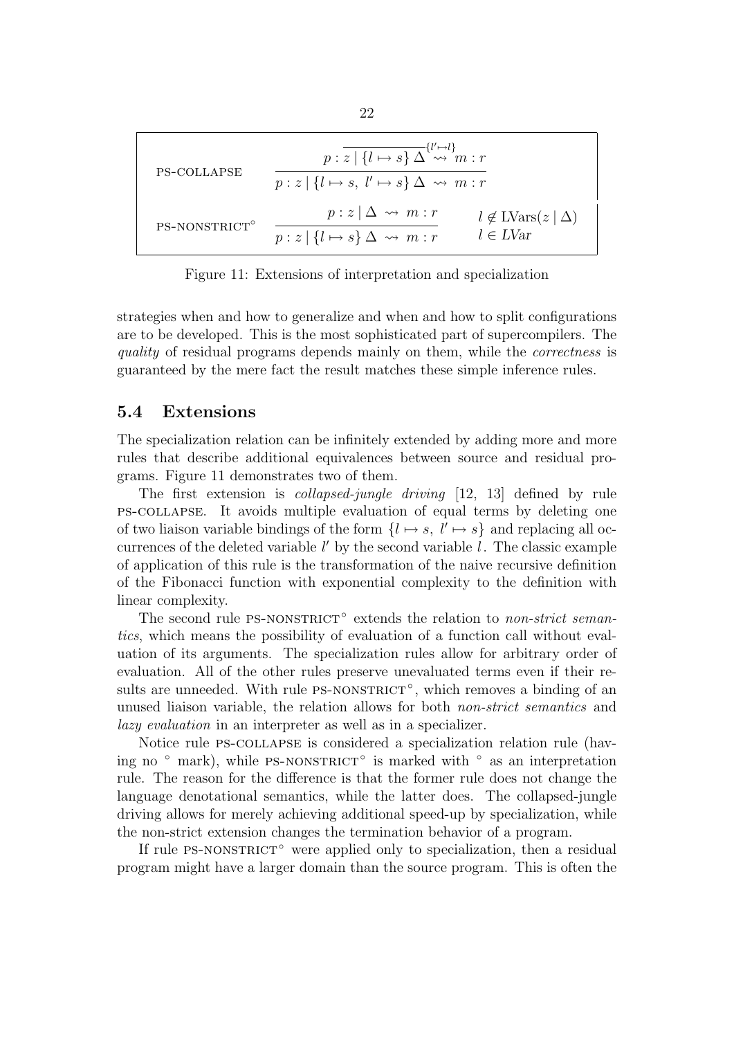| | | |
|---|---|---|
| PS-COLLAPSE | $$\dfrac{p : \overline{z \mid \{l \mapsto s\}\,\Delta}^{\{l' \mapsto l\}} \rightsquigarrow m : r}{p : z \mid \{l \mapsto s,\ l' \mapsto s\}\,\Delta \ \rightsquigarrow\ m : r}$$ | |
| PS-NONSTRICT$^\circ$ | $$\dfrac{p : z \mid \Delta \ \rightsquigarrow\ m : r}{p : z \mid \{l \mapsto s\}\,\Delta \ \rightsquigarrow\ m : r}$$ | $l \notin \mathrm{LVars}(z \mid \Delta)$<br>$l \in \mathit{LVar}$ |

Figure 11: Extensions of interpretation and specialization

strategies when and how to generalize and when and how to split configurations are to be developed. This is the most sophisticated part of supercompilers. The *quality* of residual programs depends mainly on them, while the *correctness* is guaranteed by the mere fact the result matches these simple inference rules.

## 5.4 Extensions

The specialization relation can be infinitely extended by adding more and more rules that describe additional equivalences between source and residual programs. Figure 11 demonstrates two of them.

The first extension is *collapsed-jungle driving* [12, 13] defined by rule PS-COLLAPSE. It avoids multiple evaluation of equal terms by deleting one of two liaison variable bindings of the form $\{l \mapsto s,\ l' \mapsto s\}$ and replacing all occurrences of the deleted variable $l'$ by the second variable $l$. The classic example of application of this rule is the transformation of the naive recursive definition of the Fibonacci function with exponential complexity to the definition with linear complexity.

The second rule PS-NONSTRICT$^\circ$ extends the relation to *non-strict semantics*, which means the possibility of evaluation of a function call without evaluation of its arguments. The specialization rules allow for arbitrary order of evaluation. All of the other rules preserve unevaluated terms even if their results are unneeded. With rule PS-NONSTRICT$^\circ$, which removes a binding of an unused liaison variable, the relation allows for both *non-strict semantics* and *lazy evaluation* in an interpreter as well as in a specializer.

Notice rule PS-COLLAPSE is considered a specialization relation rule (having no $^\circ$ mark), while PS-NONSTRICT$^\circ$ is marked with $^\circ$ as an interpretation rule. The reason for the difference is that the former rule does not change the language denotational semantics, while the latter does. The collapsed-jungle driving allows for merely achieving additional speed-up by specialization, while the non-strict extension changes the termination behavior of a program.

If rule PS-NONSTRICT$^\circ$ were applied only to specialization, then a residual program might have a larger domain than the source program. This is often the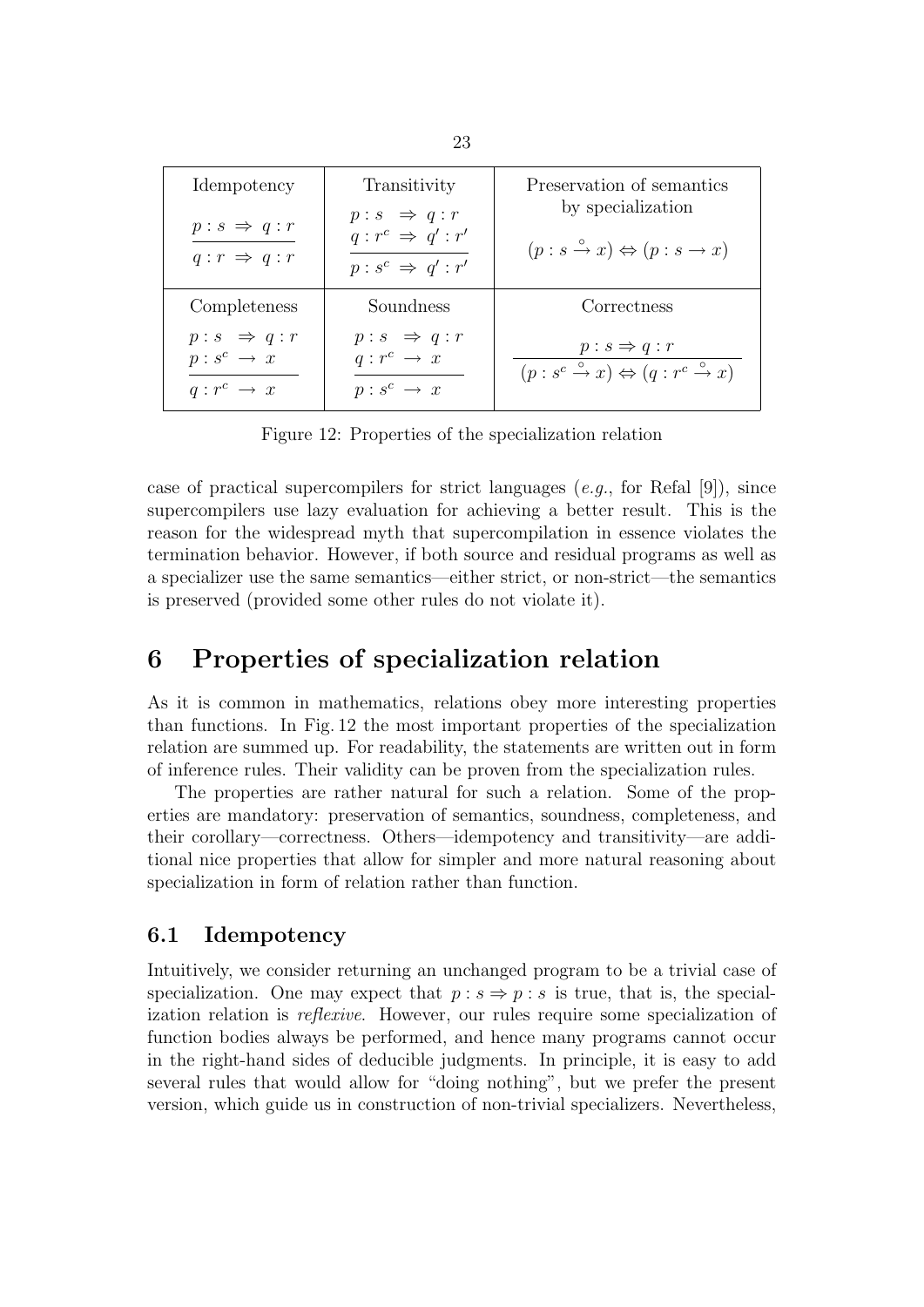| Idempotency | Transitivity | Preservation of semantics by specialization |
|---|---|---|
| $\dfrac{p : s \Rightarrow q : r}{q : r \Rightarrow q : r}$ | $\dfrac{p : s \Rightarrow q : r \quad q : r^c \Rightarrow q' : r'}{p : s^c \Rightarrow q' : r'}$ | $(p : s \overset{\circ}{\to} x) \Leftrightarrow (p : s \to x)$ |
| **Completeness** | **Soundness** | **Correctness** |
| $\dfrac{p : s \Rightarrow q : r \quad p : s^c \to x}{q : r^c \to x}$ | $\dfrac{p : s \Rightarrow q : r \quad q : r^c \to x}{p : s^c \to x}$ | $\dfrac{p : s \Rightarrow q : r}{(p : s^c \overset{\circ}{\to} x) \Leftrightarrow (q : r^c \overset{\circ}{\to} x)}$ |

Figure 12: Properties of the specialization relation

case of practical supercompilers for strict languages (*e.g.*, for Refal [9]), since supercompilers use lazy evaluation for achieving a better result. This is the reason for the widespread myth that supercompilation in essence violates the termination behavior. However, if both source and residual programs as well as a specializer use the same semantics—either strict, or non-strict—the semantics is preserved (provided some other rules do not violate it).

# 6 Properties of specialization relation

As it is common in mathematics, relations obey more interesting properties than functions. In Fig. 12 the most important properties of the specialization relation are summed up. For readability, the statements are written out in form of inference rules. Their validity can be proven from the specialization rules.

The properties are rather natural for such a relation. Some of the properties are mandatory: preservation of semantics, soundness, completeness, and their corollary—correctness. Others—idempotency and transitivity—are additional nice properties that allow for simpler and more natural reasoning about specialization in form of relation rather than function.

## 6.1 Idempotency

Intuitively, we consider returning an unchanged program to be a trivial case of specialization. One may expect that $p : s \Rightarrow p : s$ is true, that is, the specialization relation is *reflexive*. However, our rules require some specialization of function bodies always be performed, and hence many programs cannot occur in the right-hand sides of deducible judgments. In principle, it is easy to add several rules that would allow for "doing nothing", but we prefer the present version, which guide us in construction of non-trivial specializers. Nevertheless,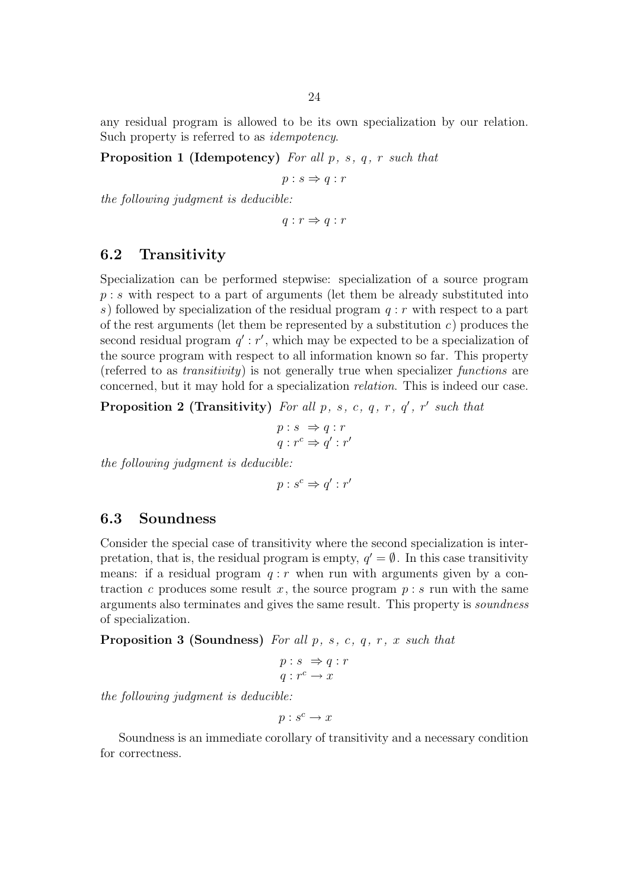any residual program is allowed to be its own specialization by our relation. Such property is referred to as *idempotency*.

**Proposition 1 (Idempotency)** *For all $p$, $s$, $q$, $r$ such that*

$$p : s \Rightarrow q : r$$

*the following judgment is deducible:*

$$q : r \Rightarrow q : r$$

## 6.2 Transitivity

Specialization can be performed stepwise: specialization of a source program $p : s$ with respect to a part of arguments (let them be already substituted into $s$) followed by specialization of the residual program $q : r$ with respect to a part of the rest arguments (let them be represented by a substitution $c$) produces the second residual program $q' : r'$, which may be expected to be a specialization of the source program with respect to all information known so far. This property (referred to as *transitivity*) is not generally true when specializer *functions* are concerned, but it may hold for a specialization *relation*. This is indeed our case.

**Proposition 2 (Transitivity)** *For all $p$, $s$, $c$, $q$, $r$, $q'$, $r'$ such that*

$$\begin{aligned} p : s &\Rightarrow q : r \\ q : r^c &\Rightarrow q' : r' \end{aligned}$$

*the following judgment is deducible:*

$$p : s^c \Rightarrow q' : r'$$

## 6.3 Soundness

Consider the special case of transitivity where the second specialization is interpretation, that is, the residual program is empty, $q' = \emptyset$. In this case transitivity means: if a residual program $q : r$ when run with arguments given by a contraction $c$ produces some result $x$, the source program $p : s$ run with the same arguments also terminates and gives the same result. This property is *soundness* of specialization.

**Proposition 3 (Soundness)** *For all $p$, $s$, $c$, $q$, $r$, $x$ such that*

$$\begin{aligned} p : s &\Rightarrow q : r \\ q : r^c &\rightarrow x \end{aligned}$$

*the following judgment is deducible:*

$$p : s^c \rightarrow x$$

Soundness is an immediate corollary of transitivity and a necessary condition for correctness.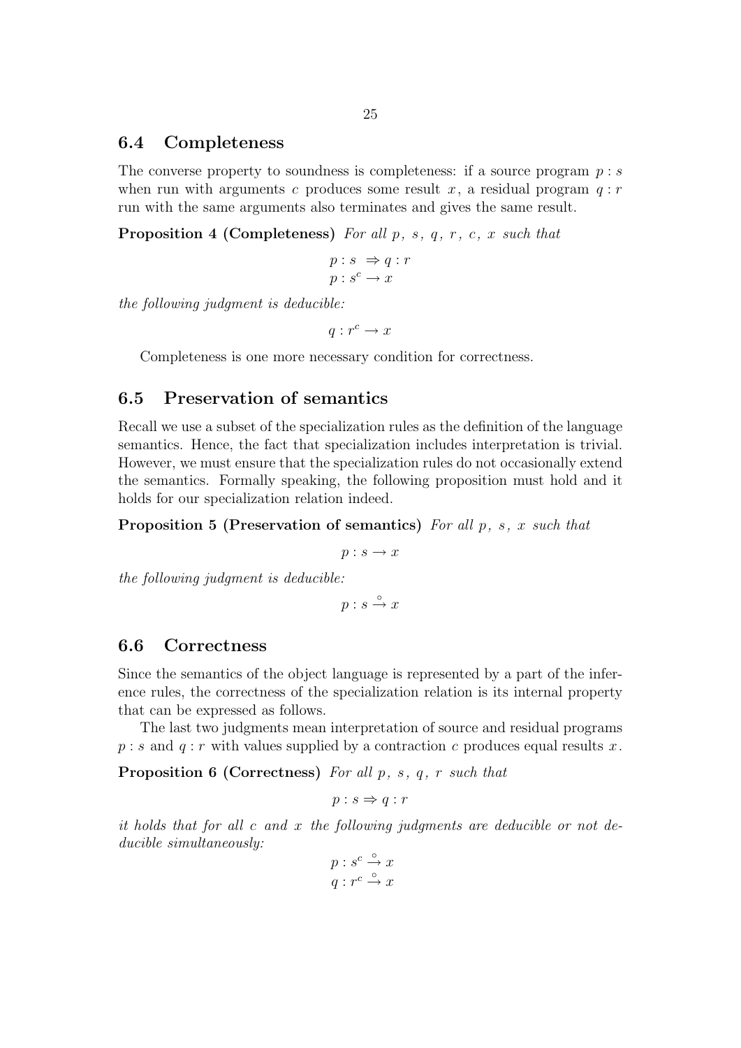## 6.4 Completeness

The converse property to soundness is completeness: if a source program $p : s$ when run with arguments $c$ produces some result $x$, a residual program $q : r$ run with the same arguments also terminates and gives the same result.

**Proposition 4 (Completeness)** *For all $p$, $s$, $q$, $r$, $c$, $x$ such that*

$$
\begin{aligned}
&p : s \;\Rightarrow q : r \\
&p : s^c \rightarrow x
\end{aligned}
$$

*the following judgment is deducible:*

$$q : r^c \rightarrow x$$

Completeness is one more necessary condition for correctness.

## 6.5 Preservation of semantics

Recall we use a subset of the specialization rules as the definition of the language semantics. Hence, the fact that specialization includes interpretation is trivial. However, we must ensure that the specialization rules do not occasionally extend the semantics. Formally speaking, the following proposition must hold and it holds for our specialization relation indeed.

**Proposition 5 (Preservation of semantics)** *For all $p$, $s$, $x$ such that*

$$p : s \rightarrow x$$

*the following judgment is deducible:*

$$p : s \overset{\circ}{\rightarrow} x$$

## 6.6 Correctness

Since the semantics of the object language is represented by a part of the inference rules, the correctness of the specialization relation is its internal property that can be expressed as follows.

The last two judgments mean interpretation of source and residual programs $p : s$ and $q : r$ with values supplied by a contraction $c$ produces equal results $x$.

**Proposition 6 (Correctness)** *For all $p$, $s$, $q$, $r$ such that*

$$p : s \Rightarrow q : r$$

*it holds that for all $c$ and $x$ the following judgments are deducible or not deducible simultaneously:*

$$
\begin{aligned}
&p : s^c \overset{\circ}{\rightarrow} x \\
&q : r^c \overset{\circ}{\rightarrow} x
\end{aligned}
$$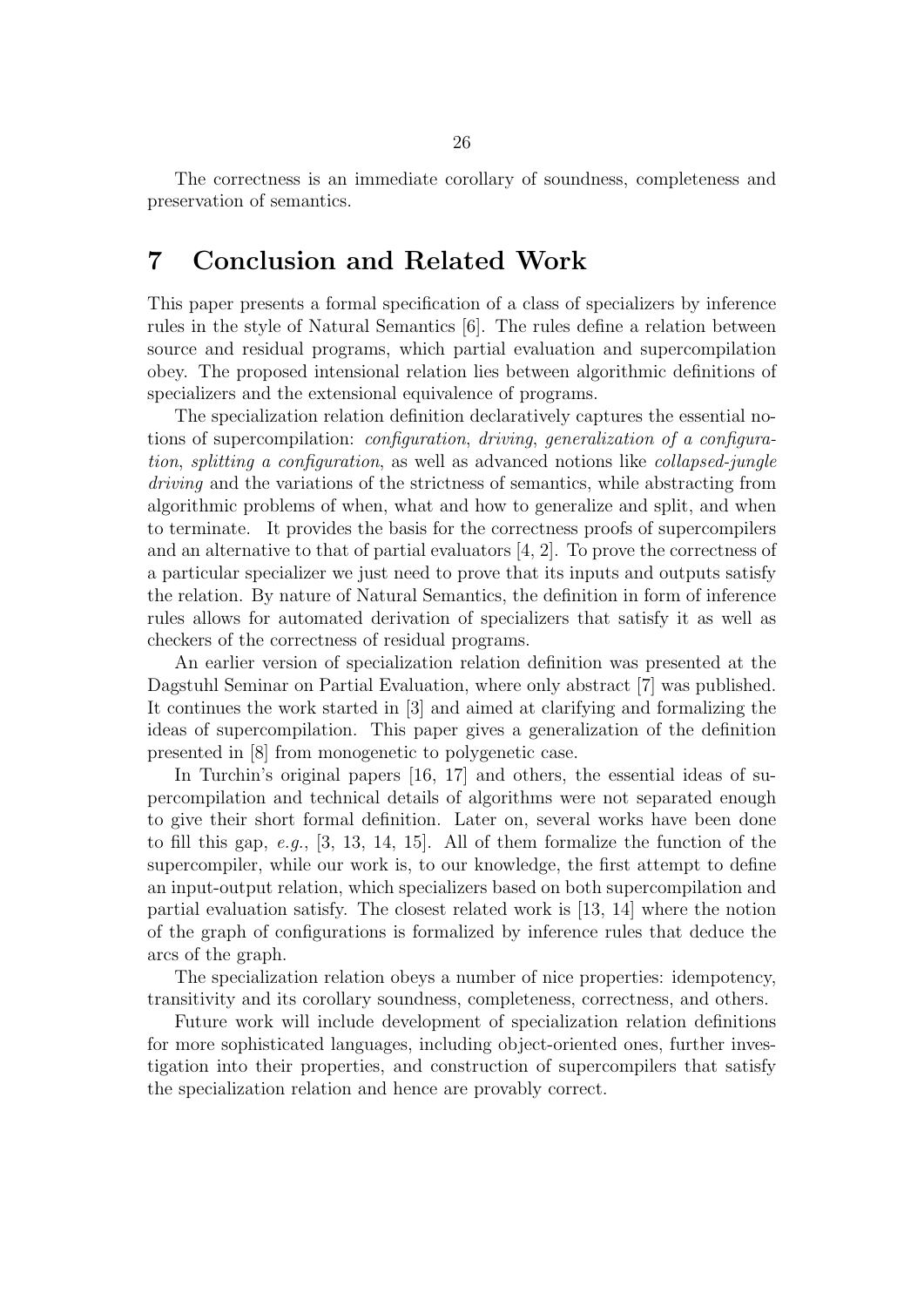The correctness is an immediate corollary of soundness, completeness and preservation of semantics.

# 7 Conclusion and Related Work

This paper presents a formal specification of a class of specializers by inference rules in the style of Natural Semantics [6]. The rules define a relation between source and residual programs, which partial evaluation and supercompilation obey. The proposed intensional relation lies between algorithmic definitions of specializers and the extensional equivalence of programs.

The specialization relation definition declaratively captures the essential notions of supercompilation: *configuration*, *driving*, *generalization of a configuration*, *splitting a configuration*, as well as advanced notions like *collapsed-jungle driving* and the variations of the strictness of semantics, while abstracting from algorithmic problems of when, what and how to generalize and split, and when to terminate. It provides the basis for the correctness proofs of supercompilers and an alternative to that of partial evaluators [4, 2]. To prove the correctness of a particular specializer we just need to prove that its inputs and outputs satisfy the relation. By nature of Natural Semantics, the definition in form of inference rules allows for automated derivation of specializers that satisfy it as well as checkers of the correctness of residual programs.

An earlier version of specialization relation definition was presented at the Dagstuhl Seminar on Partial Evaluation, where only abstract [7] was published. It continues the work started in [3] and aimed at clarifying and formalizing the ideas of supercompilation. This paper gives a generalization of the definition presented in [8] from monogenetic to polygenetic case.

In Turchin's original papers [16, 17] and others, the essential ideas of supercompilation and technical details of algorithms were not separated enough to give their short formal definition. Later on, several works have been done to fill this gap, *e.g.*, [3, 13, 14, 15]. All of them formalize the function of the supercompiler, while our work is, to our knowledge, the first attempt to define an input-output relation, which specializers based on both supercompilation and partial evaluation satisfy. The closest related work is [13, 14] where the notion of the graph of configurations is formalized by inference rules that deduce the arcs of the graph.

The specialization relation obeys a number of nice properties: idempotency, transitivity and its corollary soundness, completeness, correctness, and others.

Future work will include development of specialization relation definitions for more sophisticated languages, including object-oriented ones, further investigation into their properties, and construction of supercompilers that satisfy the specialization relation and hence are provably correct.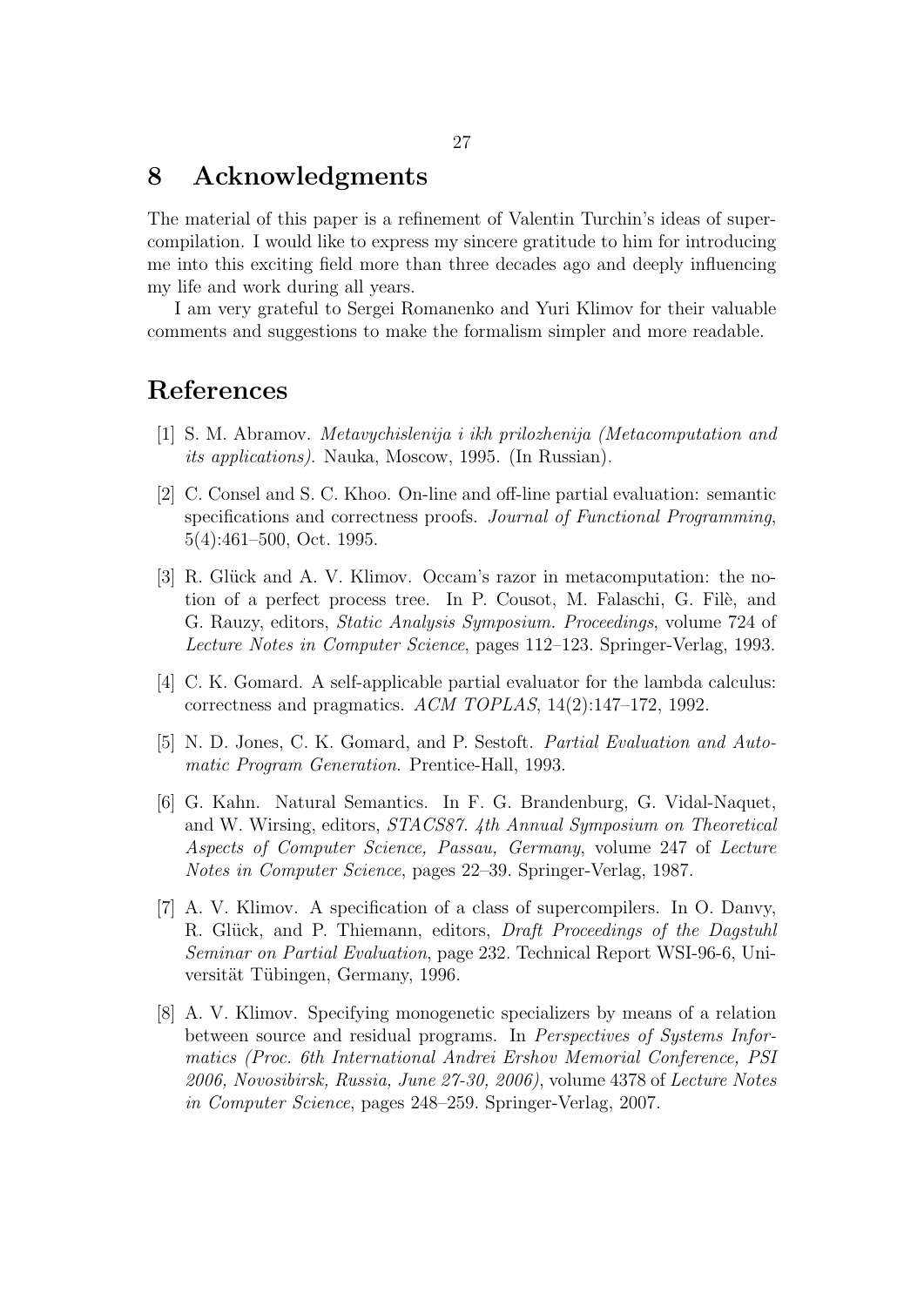## 8 Acknowledgments

The material of this paper is a refinement of Valentin Turchin's ideas of supercompilation. I would like to express my sincere gratitude to him for introducing me into this exciting field more than three decades ago and deeply influencing my life and work during all years.

I am very grateful to Sergei Romanenko and Yuri Klimov for their valuable comments and suggestions to make the formalism simpler and more readable.

## References

[1] S. M. Abramov. *Metavychislenija i ikh prilozhenija (Metacomputation and its applications)*. Nauka, Moscow, 1995. (In Russian).

[2] C. Consel and S. C. Khoo. On-line and off-line partial evaluation: semantic specifications and correctness proofs. *Journal of Functional Programming*, 5(4):461–500, Oct. 1995.

[3] R. Glück and A. V. Klimov. Occam's razor in metacomputation: the notion of a perfect process tree. In P. Cousot, M. Falaschi, G. Filè, and G. Rauzy, editors, *Static Analysis Symposium. Proceedings*, volume 724 of *Lecture Notes in Computer Science*, pages 112–123. Springer-Verlag, 1993.

[4] C. K. Gomard. A self-applicable partial evaluator for the lambda calculus: correctness and pragmatics. *ACM TOPLAS*, 14(2):147–172, 1992.

[5] N. D. Jones, C. K. Gomard, and P. Sestoft. *Partial Evaluation and Automatic Program Generation*. Prentice-Hall, 1993.

[6] G. Kahn. Natural Semantics. In F. G. Brandenburg, G. Vidal-Naquet, and W. Wirsing, editors, *STACS87. 4th Annual Symposium on Theoretical Aspects of Computer Science, Passau, Germany*, volume 247 of *Lecture Notes in Computer Science*, pages 22–39. Springer-Verlag, 1987.

[7] A. V. Klimov. A specification of a class of supercompilers. In O. Danvy, R. Glück, and P. Thiemann, editors, *Draft Proceedings of the Dagstuhl Seminar on Partial Evaluation*, page 232. Technical Report WSI-96-6, Universität Tübingen, Germany, 1996.

[8] A. V. Klimov. Specifying monogenetic specializers by means of a relation between source and residual programs. In *Perspectives of Systems Informatics (Proc. 6th International Andrei Ershov Memorial Conference, PSI 2006, Novosibirsk, Russia, June 27-30, 2006)*, volume 4378 of *Lecture Notes in Computer Science*, pages 248–259. Springer-Verlag, 2007.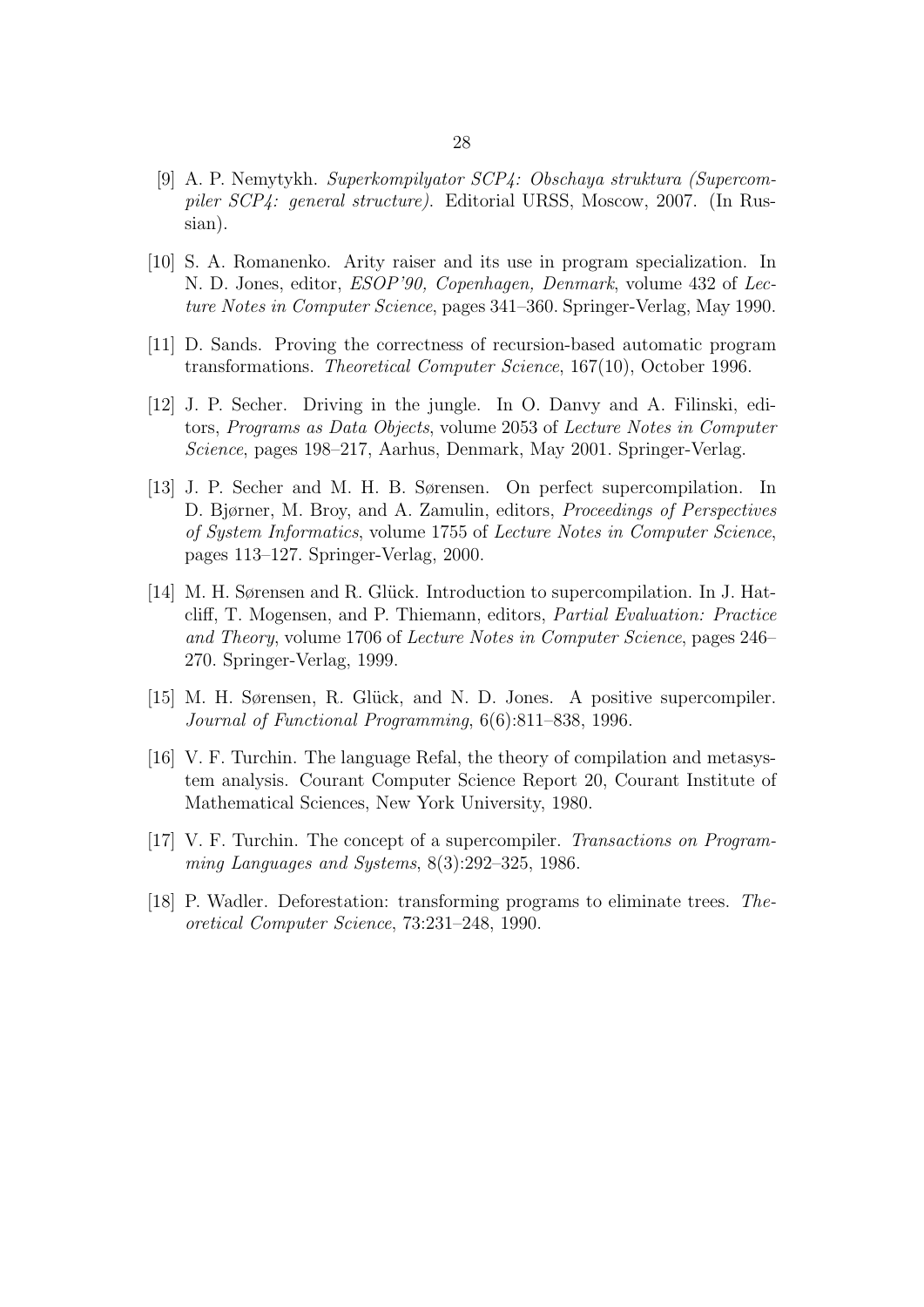[9] A. P. Nemytykh. *Superkompilyator SCP4: Obschaya struktura (Supercompiler SCP4: general structure)*. Editorial URSS, Moscow, 2007. (In Russian).

[10] S. A. Romanenko. Arity raiser and its use in program specialization. In N. D. Jones, editor, *ESOP'90, Copenhagen, Denmark*, volume 432 of *Lecture Notes in Computer Science*, pages 341–360. Springer-Verlag, May 1990.

[11] D. Sands. Proving the correctness of recursion-based automatic program transformations. *Theoretical Computer Science*, 167(10), October 1996.

[12] J. P. Secher. Driving in the jungle. In O. Danvy and A. Filinski, editors, *Programs as Data Objects*, volume 2053 of *Lecture Notes in Computer Science*, pages 198–217, Aarhus, Denmark, May 2001. Springer-Verlag.

[13] J. P. Secher and M. H. B. Sørensen. On perfect supercompilation. In D. Bjørner, M. Broy, and A. Zamulin, editors, *Proceedings of Perspectives of System Informatics*, volume 1755 of *Lecture Notes in Computer Science*, pages 113–127. Springer-Verlag, 2000.

[14] M. H. Sørensen and R. Glück. Introduction to supercompilation. In J. Hatcliff, T. Mogensen, and P. Thiemann, editors, *Partial Evaluation: Practice and Theory*, volume 1706 of *Lecture Notes in Computer Science*, pages 246–270. Springer-Verlag, 1999.

[15] M. H. Sørensen, R. Glück, and N. D. Jones. A positive supercompiler. *Journal of Functional Programming*, 6(6):811–838, 1996.

[16] V. F. Turchin. The language Refal, the theory of compilation and metasystem analysis. Courant Computer Science Report 20, Courant Institute of Mathematical Sciences, New York University, 1980.

[17] V. F. Turchin. The concept of a supercompiler. *Transactions on Programming Languages and Systems*, 8(3):292–325, 1986.

[18] P. Wadler. Deforestation: transforming programs to eliminate trees. *Theoretical Computer Science*, 73:231–248, 1990.